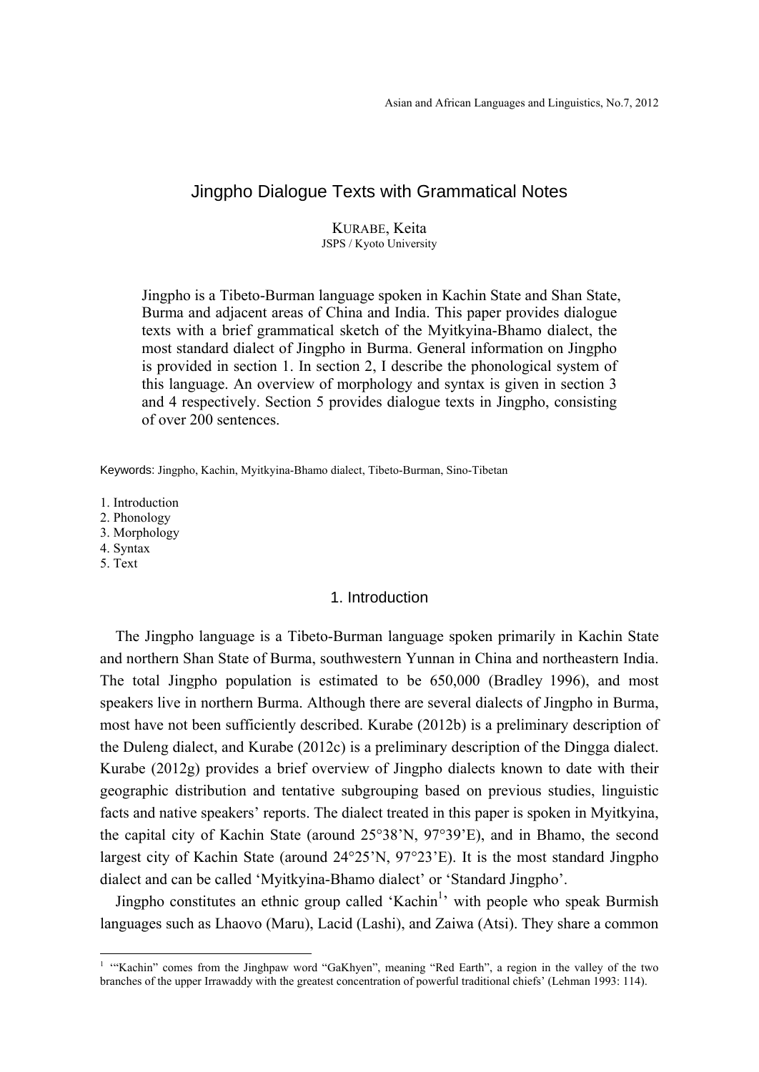# Jingpho Dialogue Texts with Grammatical Notes

KURABE, Keita
JSPS / Kyoto University

Jingpho is a Tibeto-Burman language spoken in Kachin State and Shan State, Burma and adjacent areas of China and India. This paper provides dialogue texts with a brief grammatical sketch of the Myitkyina-Bhamo dialect, the most standard dialect of Jingpho in Burma. General information on Jingpho is provided in section 1. In section 2, I describe the phonological system of this language. An overview of morphology and syntax is given in section 3 and 4 respectively. Section 5 provides dialogue texts in Jingpho, consisting of over 200 sentences.

Keywords: Jingpho, Kachin, Myitkyina-Bhamo dialect, Tibeto-Burman, Sino-Tibetan

1. Introduction
2. Phonology
3. Morphology
4. Syntax
5. Text

## 1. Introduction

The Jingpho language is a Tibeto-Burman language spoken primarily in Kachin State and northern Shan State of Burma, southwestern Yunnan in China and northeastern India. The total Jingpho population is estimated to be 650,000 (Bradley 1996), and most speakers live in northern Burma. Although there are several dialects of Jingpho in Burma, most have not been sufficiently described. Kurabe (2012b) is a preliminary description of the Duleng dialect, and Kurabe (2012c) is a preliminary description of the Dingga dialect. Kurabe (2012g) provides a brief overview of Jingpho dialects known to date with their geographic distribution and tentative subgrouping based on previous studies, linguistic facts and native speakers' reports. The dialect treated in this paper is spoken in Myitkyina, the capital city of Kachin State (around 25°38'N, 97°39'E), and in Bhamo, the second largest city of Kachin State (around 24°25'N, 97°23'E). It is the most standard Jingpho dialect and can be called 'Myitkyina-Bhamo dialect' or 'Standard Jingpho'.

Jingpho constitutes an ethnic group called 'Kachin[1]' with people who speak Burmish languages such as Lhaovo (Maru), Lacid (Lashi), and Zaiwa (Atsi). They share a common

[1] '"Kachin" comes from the Jinghpaw word "GaKhyen", meaning "Red Earth", a region in the valley of the two branches of the upper Irrawaddy with the greatest concentration of powerful traditional chiefs' (Lehman 1993: 114).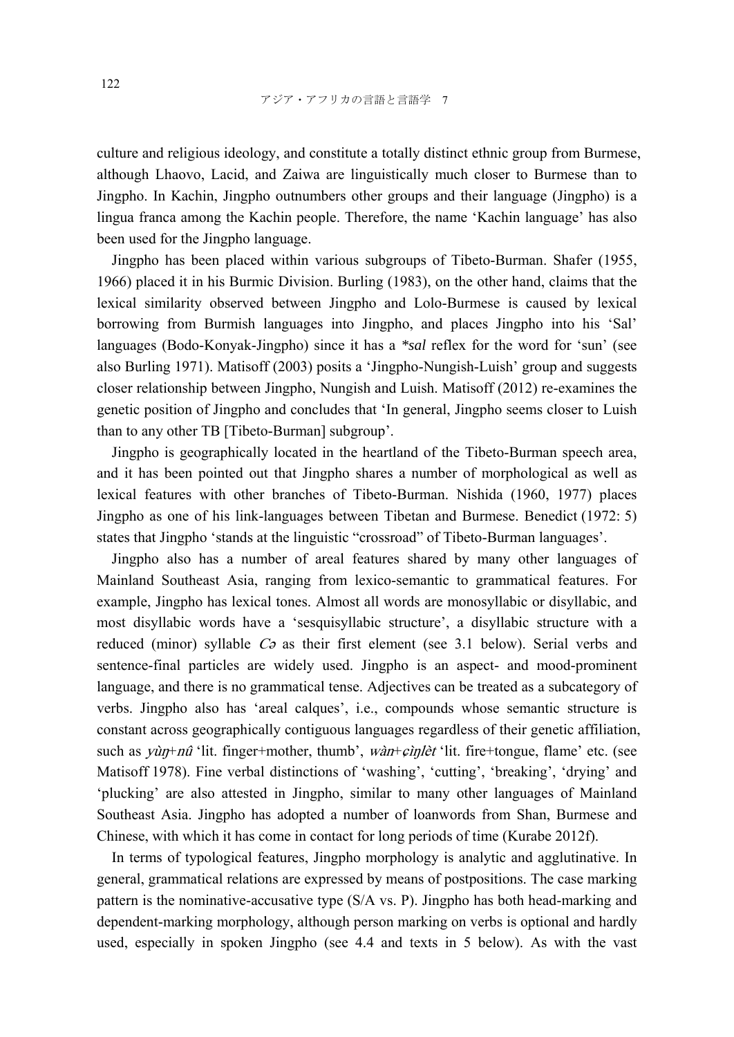culture and religious ideology, and constitute a totally distinct ethnic group from Burmese, although Lhaovo, Lacid, and Zaiwa are linguistically much closer to Burmese than to Jingpho. In Kachin, Jingpho outnumbers other groups and their language (Jingpho) is a lingua franca among the Kachin people. Therefore, the name 'Kachin language' has also been used for the Jingpho language.

Jingpho has been placed within various subgroups of Tibeto-Burman. Shafer (1955, 1966) placed it in his Burmic Division. Burling (1983), on the other hand, claims that the lexical similarity observed between Jingpho and Lolo-Burmese is caused by lexical borrowing from Burmish languages into Jingpho, and places Jingpho into his 'Sal' languages (Bodo-Konyak-Jingpho) since it has a **sal* reflex for the word for 'sun' (see also Burling 1971). Matisoff (2003) posits a 'Jingpho-Nungish-Luish' group and suggests closer relationship between Jingpho, Nungish and Luish. Matisoff (2012) re-examines the genetic position of Jingpho and concludes that 'In general, Jingpho seems closer to Luish than to any other TB [Tibeto-Burman] subgroup'.

Jingpho is geographically located in the heartland of the Tibeto-Burman speech area, and it has been pointed out that Jingpho shares a number of morphological as well as lexical features with other branches of Tibeto-Burman. Nishida (1960, 1977) places Jingpho as one of his link-languages between Tibetan and Burmese. Benedict (1972: 5) states that Jingpho 'stands at the linguistic "crossroad" of Tibeto-Burman languages'.

Jingpho also has a number of areal features shared by many other languages of Mainland Southeast Asia, ranging from lexico-semantic to grammatical features. For example, Jingpho has lexical tones. Almost all words are monosyllabic or disyllabic, and most disyllabic words have a 'sesquisyllabic structure', a disyllabic structure with a reduced (minor) syllable *Cə* as their first element (see 3.1 below). Serial verbs and sentence-final particles are widely used. Jingpho is an aspect- and mood-prominent language, and there is no grammatical tense. Adjectives can be treated as a subcategory of verbs. Jingpho also has 'areal calques', i.e., compounds whose semantic structure is constant across geographically contiguous languages regardless of their genetic affiliation, such as *yùŋ+nû* 'lit. finger+mother, thumb', *wàn+ɕìŋlèt* 'lit. fire+tongue, flame' etc. (see Matisoff 1978). Fine verbal distinctions of 'washing', 'cutting', 'breaking', 'drying' and 'plucking' are also attested in Jingpho, similar to many other languages of Mainland Southeast Asia. Jingpho has adopted a number of loanwords from Shan, Burmese and Chinese, with which it has come in contact for long periods of time (Kurabe 2012f).

In terms of typological features, Jingpho morphology is analytic and agglutinative. In general, grammatical relations are expressed by means of postpositions. The case marking pattern is the nominative-accusative type (S/A vs. P). Jingpho has both head-marking and dependent-marking morphology, although person marking on verbs is optional and hardly used, especially in spoken Jingpho (see 4.4 and texts in 5 below). As with the vast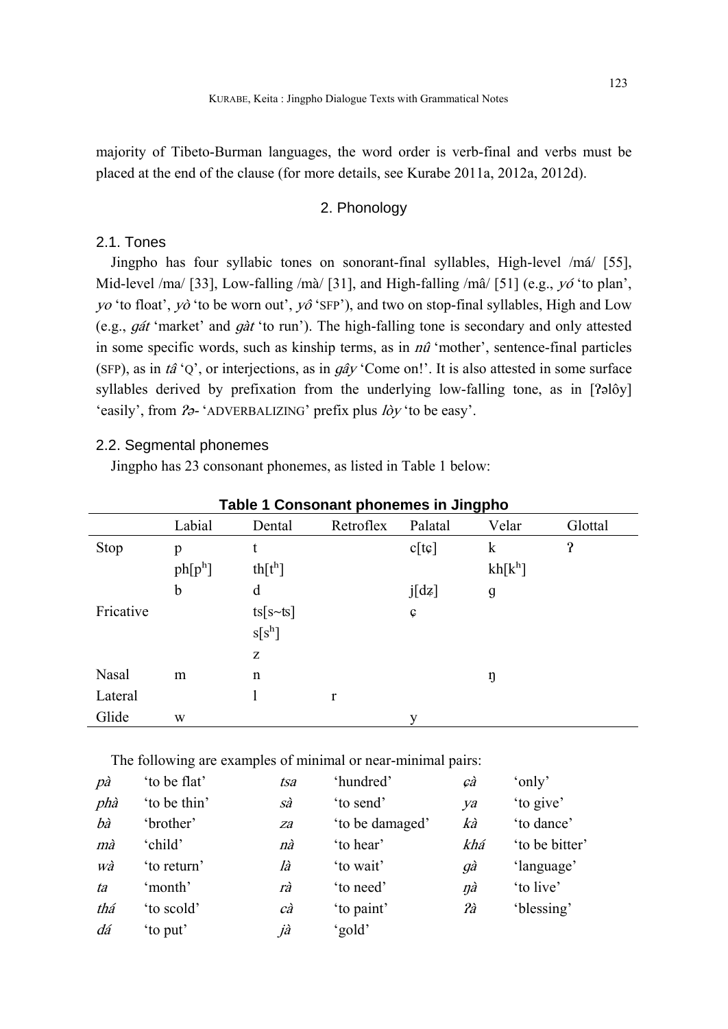majority of Tibeto-Burman languages, the word order is verb-final and verbs must be placed at the end of the clause (for more details, see Kurabe 2011a, 2012a, 2012d).

## 2. Phonology

### 2.1. Tones

Jingpho has four syllabic tones on sonorant-final syllables, High-level /má/ [55], Mid-level /ma/ [33], Low-falling /mà/ [31], and High-falling /mâ/ [51] (e.g., *yó* 'to plan', *yo* 'to float', *yò* 'to be worn out', *yô* 'SFP'), and two on stop-final syllables, High and Low (e.g., *gát* 'market' and *gàt* 'to run'). The high-falling tone is secondary and only attested in some specific words, such as kinship terms, as in *nû* 'mother', sentence-final particles (SFP), as in *tâ* 'Q', or interjections, as in *gây* 'Come on!'. It is also attested in some surface syllables derived by prefixation from the underlying low-falling tone, as in [ʔəlôy] 'easily', from *ʔə-* 'ADVERBALIZING' prefix plus *lòy* 'to be easy'.

### 2.2. Segmental phonemes

Jingpho has 23 consonant phonemes, as listed in Table 1 below:

**Table 1 Consonant phonemes in Jingpho**

| | Labial | Dental | Retroflex | Palatal | Velar | Glottal |
|---|---|---|---|---|---|---|
| Stop | p | t | | c[tɕ] | k | ʔ |
| | ph[pʰ] | th[tʰ] | | | kh[kʰ] | |
| | b | d | | j[dʑ] | g | |
| Fricative | | ts[s~ʦ] | | ɕ | | |
| | | s[sʰ] | | | | |
| | | z | | | | |
| Nasal | m | n | | | ŋ | |
| Lateral | | l | r | | | |
| Glide | w | | | y | | |

The following are examples of minimal or near-minimal pairs:

| | | | | | |
|---|---|---|---|---|---|
| *pà* | 'to be flat' | *tsa* | 'hundred' | *ɕà* | 'only' |
| *phà* | 'to be thin' | *sà* | 'to send' | *ya* | 'to give' |
| *bà* | 'brother' | *za* | 'to be damaged' | *kà* | 'to dance' |
| *mà* | 'child' | *nà* | 'to hear' | *khá* | 'to be bitter' |
| *wà* | 'to return' | *là* | 'to wait' | *gà* | 'language' |
| *ta* | 'month' | *rà* | 'to need' | *ŋà* | 'to live' |
| *thá* | 'to scold' | *cà* | 'to paint' | *ʔà* | 'blessing' |
| *dá* | 'to put' | *jà* | 'gold' | | |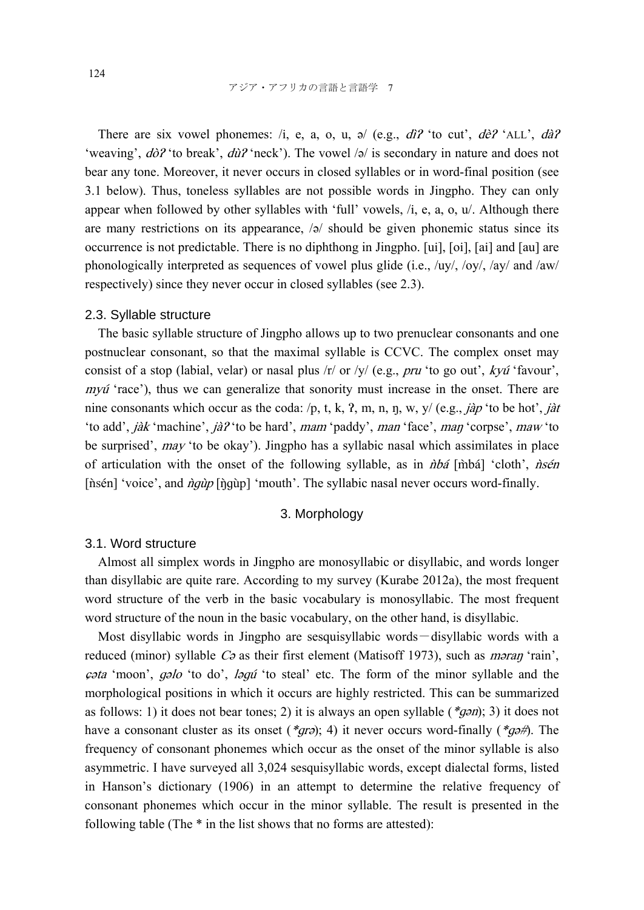There are six vowel phonemes: /i, e, a, o, u, ə/ (e.g., *dìʔ* 'to cut', *dèʔ* 'ALL', *dàʔ* 'weaving', *dòʔ* 'to break', *dùʔ* 'neck'). The vowel /ə/ is secondary in nature and does not bear any tone. Moreover, it never occurs in closed syllables or in word-final position (see 3.1 below). Thus, toneless syllables are not possible words in Jingpho. They can only appear when followed by other syllables with 'full' vowels, /i, e, a, o, u/. Although there are many restrictions on its appearance, /ə/ should be given phonemic status since its occurrence is not predictable. There is no diphthong in Jingpho. [ui], [oi], [ai] and [au] are phonologically interpreted as sequences of vowel plus glide (i.e., /uy/, /oy/, /ay/ and /aw/ respectively) since they never occur in closed syllables (see 2.3).

### 2.3. Syllable structure

The basic syllable structure of Jingpho allows up to two prenuclear consonants and one postnuclear consonant, so that the maximal syllable is CCVC. The complex onset may consist of a stop (labial, velar) or nasal plus /r/ or /y/ (e.g., *pru* 'to go out', *kyú* 'favour', *myú* 'race'), thus we can generalize that sonority must increase in the onset. There are nine consonants which occur as the coda: /p, t, k, ʔ, m, n, ŋ, w, y/ (e.g., *jàp* 'to be hot', *jàt* 'to add', *jàk* 'machine', *jàʔ* 'to be hard', *mam* 'paddy', *man* 'face', *maŋ* 'corpse', *maw* 'to be surprised', *may* 'to be okay'). Jingpho has a syllabic nasal which assimilates in place of articulation with the onset of the following syllable, as in *ǹbá* [m̀bá] 'cloth', *ǹsén* [n̥sén] 'voice', and *ǹgùp* [ŋ̀gùp] 'mouth'. The syllabic nasal never occurs word-finally.

## 3. Morphology

### 3.1. Word structure

Almost all simplex words in Jingpho are monosyllabic or disyllabic, and words longer than disyllabic are quite rare. According to my survey (Kurabe 2012a), the most frequent word structure of the verb in the basic vocabulary is monosyllabic. The most frequent word structure of the noun in the basic vocabulary, on the other hand, is disyllabic.

Most disyllabic words in Jingpho are sesquisyllabic words－disyllabic words with a reduced (minor) syllable *Cə* as their first element (Matisoff 1973), such as *məraŋ* 'rain', *ɕəta* 'moon', *gəlo* 'to do', *ləgú* 'to steal' etc. The form of the minor syllable and the morphological positions in which it occurs are highly restricted. This can be summarized as follows: 1) it does not bear tones; 2) it is always an open syllable (*\*gən*); 3) it does not have a consonant cluster as its onset (*\*grə*); 4) it never occurs word-finally (*\*gə#*). The frequency of consonant phonemes which occur as the onset of the minor syllable is also asymmetric. I have surveyed all 3,024 sesquisyllabic words, except dialectal forms, listed in Hanson's dictionary (1906) in an attempt to determine the relative frequency of consonant phonemes which occur in the minor syllable. The result is presented in the following table (The * in the list shows that no forms are attested):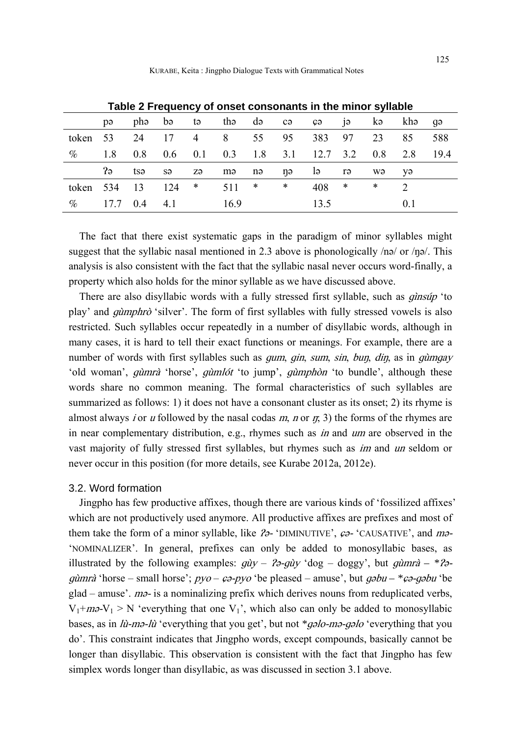**Table 2 Frequency of onset consonants in the minor syllable**

| | pə | phə | bə | tə | thə | də | cə | ɕə | jə | kə | khə | gə |
|---|---|---|---|---|---|---|---|---|---|---|---|---|
| token | 53 | 24 | 17 | 4 | 8 | 55 | 95 | 383 | 97 | 23 | 85 | 588 |
| % | 1.8 | 0.8 | 0.6 | 0.1 | 0.3 | 1.8 | 3.1 | 12.7 | 3.2 | 0.8 | 2.8 | 19.4 |
| | ʔə | tsə | sə | zə | mə | nə | ŋə | lə | rə | wə | yə | |
| token | 534 | 13 | 124 | * | 511 | * | * | 408 | * | * | 2 | |
| % | 17.7 | 0.4 | 4.1 | | 16.9 | | | 13.5 | | | 0.1 | |

The fact that there exist systematic gaps in the paradigm of minor syllables might suggest that the syllabic nasal mentioned in 2.3 above is phonologically /nə/ or /ŋə/. This analysis is also consistent with the fact that the syllabic nasal never occurs word-finally, a property which also holds for the minor syllable as we have discussed above.

There are also disyllabic words with a fully stressed first syllable, such as *gìnsúp* 'to play' and *gùmphrò* 'silver'. The form of first syllables with fully stressed vowels is also restricted. Such syllables occur repeatedly in a number of disyllabic words, although in many cases, it is hard to tell their exact functions or meanings. For example, there are a number of words with first syllables such as *gum*, *gin*, *sum*, *sin*, *buŋ*, *diŋ*, as in *gùmgay* 'old woman', *gùmrà* 'horse', *gùmlót* 'to jump', *gùmphòn* 'to bundle', although these words share no common meaning. The formal characteristics of such syllables are summarized as follows: 1) it does not have a consonant cluster as its onset; 2) its rhyme is almost always *i* or *u* followed by the nasal codas *m*, *n* or *ŋ*; 3) the forms of the rhymes are in near complementary distribution, e.g., rhymes such as *in* and *um* are observed in the vast majority of fully stressed first syllables, but rhymes such as *im* and *un* seldom or never occur in this position (for more details, see Kurabe 2012a, 2012e).

### 3.2. Word formation

Jingpho has few productive affixes, though there are various kinds of 'fossilized affixes' which are not productively used anymore. All productive affixes are prefixes and most of them take the form of a minor syllable, like *ʔə-* 'DIMINUTIVE', *ɕə-* 'CAUSATIVE', and *mə-* 'NOMINALIZER'. In general, prefixes can only be added to monosyllabic bases, as illustrated by the following examples: *gùy* – *ʔə-gùy* 'dog – doggy', but *gùmrà* – *\*ʔə-gùmrà* 'horse – small horse'; *pyo* – *ɕə-pyo* 'be pleased – amuse', but *gəbu* – *\*ɕə-gəbu* 'be glad – amuse'. *mə-* is a nominalizing prefix which derives nouns from reduplicated verbs, $V_1$+*mə*-$V_1$ > N 'everything that one $V_1$', which also can only be added to monosyllabic bases, as in *lù-mə-lù* 'everything that you get', but not *\*gəlo-mə-gəlo* 'everything that you do'. This constraint indicates that Jingpho words, except compounds, basically cannot be longer than disyllabic. This observation is consistent with the fact that Jingpho has few simplex words longer than disyllabic, as was discussed in section 3.1 above.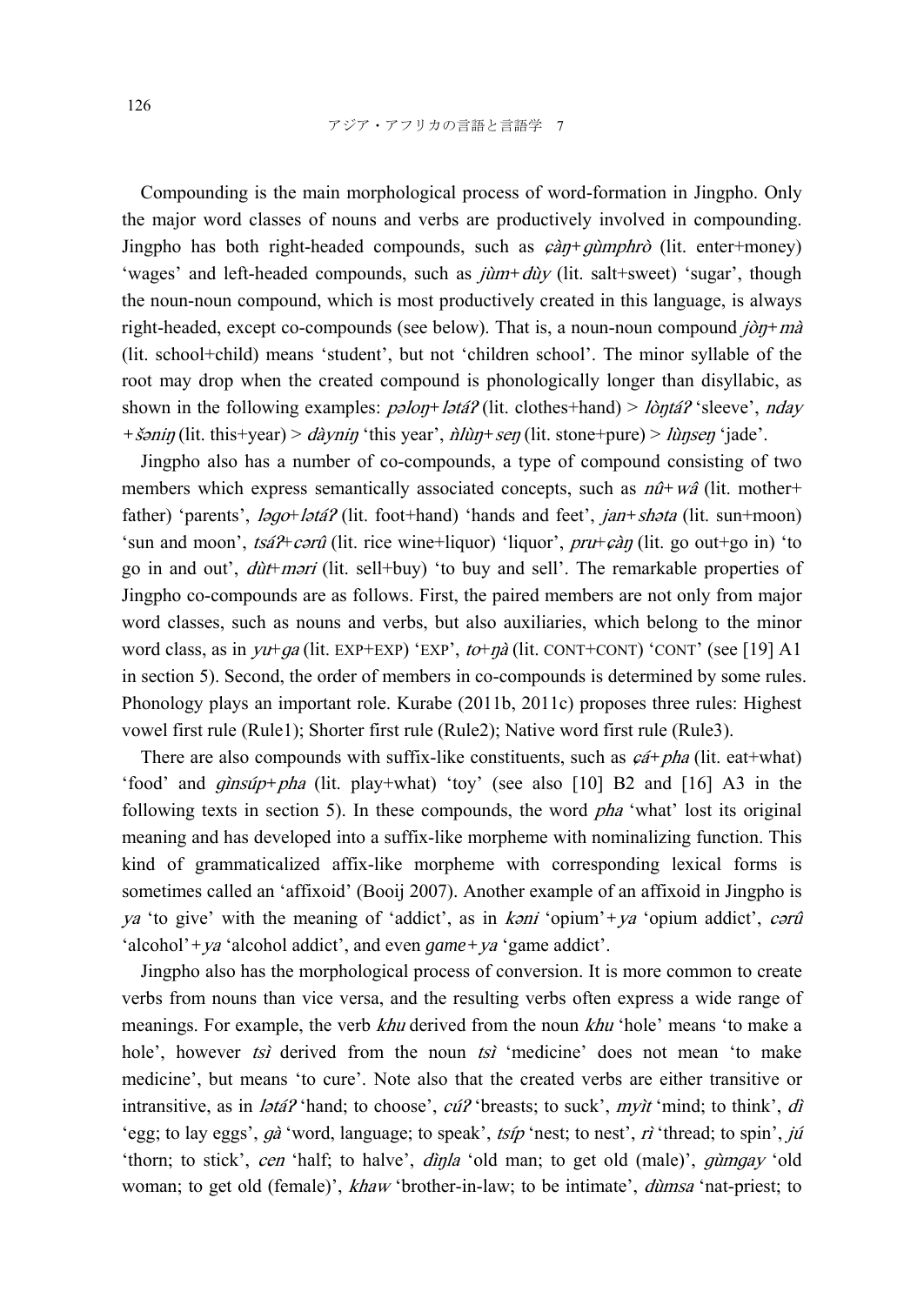Compounding is the main morphological process of word-formation in Jingpho. Only the major word classes of nouns and verbs are productively involved in compounding. Jingpho has both right-headed compounds, such as *ɕàŋ+gùmphrò* (lit. enter+money) 'wages' and left-headed compounds, such as *jùm+dùy* (lit. salt+sweet) 'sugar', though the noun-noun compound, which is most productively created in this language, is always right-headed, except co-compounds (see below). That is, a noun-noun compound *jòŋ+mà* (lit. school+child) means 'student', but not 'children school'. The minor syllable of the root may drop when the created compound is phonologically longer than disyllabic, as shown in the following examples: *pəloŋ+lətáʔ* (lit. clothes+hand) > *lòŋtáʔ* 'sleeve', *nday+šəniŋ* (lit. this+year) > *dàyniŋ* 'this year', *ǹlùŋ+seŋ* (lit. stone+pure) > *lùŋseŋ* 'jade'.

Jingpho also has a number of co-compounds, a type of compound consisting of two members which express semantically associated concepts, such as *nû+wâ* (lit. mother+father) 'parents', *ləgo+lətáʔ* (lit. foot+hand) 'hands and feet', *jan+shəta* (lit. sun+moon) 'sun and moon', *tsáʔ+cərû* (lit. rice wine+liquor) 'liquor', *pru+ɕàŋ* (lit. go out+go in) 'to go in and out', *dùt+məri* (lit. sell+buy) 'to buy and sell'. The remarkable properties of Jingpho co-compounds are as follows. First, the paired members are not only from major word classes, such as nouns and verbs, but also auxiliaries, which belong to the minor word class, as in *yu+ga* (lit. EXP+EXP) 'EXP', *to+ŋà* (lit. CONT+CONT) 'CONT' (see [19] A1 in section 5). Second, the order of members in co-compounds is determined by some rules. Phonology plays an important role. Kurabe (2011b, 2011c) proposes three rules: Highest vowel first rule (Rule1); Shorter first rule (Rule2); Native word first rule (Rule3).

There are also compounds with suffix-like constituents, such as *ɕá+pha* (lit. eat+what) 'food' and *gìnsúp+pha* (lit. play+what) 'toy' (see also [10] B2 and [16] A3 in the following texts in section 5). In these compounds, the word *pha* 'what' lost its original meaning and has developed into a suffix-like morpheme with nominalizing function. This kind of grammaticalized affix-like morpheme with corresponding lexical forms is sometimes called an 'affixoid' (Booij 2007). Another example of an affixoid in Jingpho is *ya* 'to give' with the meaning of 'addict', as in *kəni* 'opium'+*ya* 'opium addict', *cərû* 'alcohol'+*ya* 'alcohol addict', and even *game+ya* 'game addict'.

Jingpho also has the morphological process of conversion. It is more common to create verbs from nouns than vice versa, and the resulting verbs often express a wide range of meanings. For example, the verb *khu* derived from the noun *khu* 'hole' means 'to make a hole', however *tsì* derived from the noun *tsì* 'medicine' does not mean 'to make medicine', but means 'to cure'. Note also that the created verbs are either transitive or intransitive, as in *lətáʔ* 'hand; to choose', *cúʔ* 'breasts; to suck', *myìt* 'mind; to think', *dì* 'egg; to lay eggs', *gà* 'word, language; to speak', *tsíp* 'nest; to nest', *rì* 'thread; to spin', *jú* 'thorn; to stick', *cen* 'half; to halve', *dìŋla* 'old man; to get old (male)', *gùmgay* 'old woman; to get old (female)', *khaw* 'brother-in-law; to be intimate', *dùmsa* 'nat-priest; to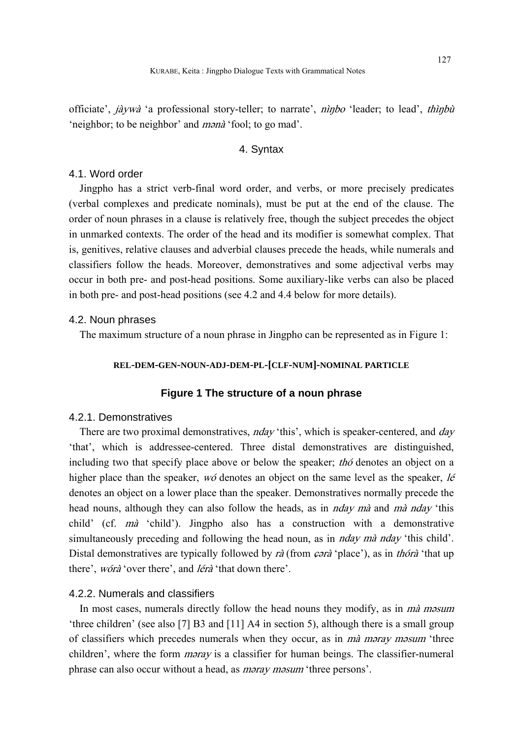officiate', *jàywà* 'a professional story-teller; to narrate', *nìŋbo* 'leader; to lead', *thìŋbù* 'neighbor; to be neighbor' and *mənà* 'fool; to go mad'.

## 4. Syntax

### 4.1. Word order

Jingpho has a strict verb-final word order, and verbs, or more precisely predicates (verbal complexes and predicate nominals), must be put at the end of the clause. The order of noun phrases in a clause is relatively free, though the subject precedes the object in unmarked contexts. The order of the head and its modifier is somewhat complex. That is, genitives, relative clauses and adverbial clauses precede the heads, while numerals and classifiers follow the heads. Moreover, demonstratives and some adjectival verbs may occur in both pre- and post-head positions. Some auxiliary-like verbs can also be placed in both pre- and post-head positions (see 4.2 and 4.4 below for more details).

### 4.2. Noun phrases

The maximum structure of a noun phrase in Jingpho can be represented as in Figure 1:

**REL-DEM-GEN-NOUN-ADJ-DEM-PL-[CLF-NUM]-NOMINAL PARTICLE**

**Figure 1 The structure of a noun phrase**

#### 4.2.1. Demonstratives

There are two proximal demonstratives, *nday* 'this', which is speaker-centered, and *day* 'that', which is addressee-centered. Three distal demonstratives are distinguished, including two that specify place above or below the speaker; *thó* denotes an object on a higher place than the speaker, *wó* denotes an object on the same level as the speaker, *lé* denotes an object on a lower place than the speaker. Demonstratives normally precede the head nouns, although they can also follow the heads, as in *nday mà* and *mà nday* 'this child' (cf. *mà* 'child'). Jingpho also has a construction with a demonstrative simultaneously preceding and following the head noun, as in *nday mà nday* 'this child'. Distal demonstratives are typically followed by *rà* (from *ҫərà* 'place'), as in *thórà* 'that up there', *wórà* 'over there', and *lérà* 'that down there'.

#### 4.2.2. Numerals and classifiers

In most cases, numerals directly follow the head nouns they modify, as in *mà məsum* 'three children' (see also [7] B3 and [11] A4 in section 5), although there is a small group of classifiers which precedes numerals when they occur, as in *mà məray məsum* 'three children', where the form *məray* is a classifier for human beings. The classifier-numeral phrase can also occur without a head, as *məray məsum* 'three persons'.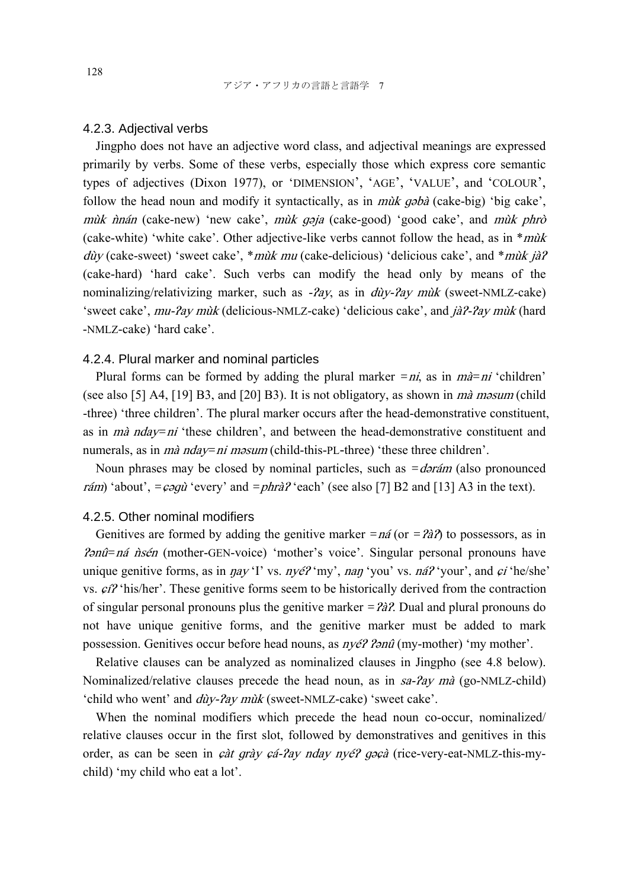### 4.2.3. Adjectival verbs

Jingpho does not have an adjective word class, and adjectival meanings are expressed primarily by verbs. Some of these verbs, especially those which express core semantic types of adjectives (Dixon 1977), or 'DIMENSION', 'AGE', 'VALUE', and 'COLOUR', follow the head noun and modify it syntactically, as in *mùk gəbà* (cake-big) 'big cake', *mùk ǹnán* (cake-new) 'new cake', *mùk gəja* (cake-good) 'good cake', and *mùk phrò* (cake-white) 'white cake'. Other adjective-like verbs cannot follow the head, as in **mùk dùy* (cake-sweet) 'sweet cake', **mùk mu* (cake-delicious) 'delicious cake', and **mùk jàʔ* (cake-hard) 'hard cake'. Such verbs can modify the head only by means of the nominalizing/relativizing marker, such as *-ʔay*, as in *dùy-ʔay mùk* (sweet-NMLZ-cake) 'sweet cake', *mu-ʔay mùk* (delicious-NMLZ-cake) 'delicious cake', and *jàʔ-ʔay mùk* (hard -NMLZ-cake) 'hard cake'.

### 4.2.4. Plural marker and nominal particles

Plural forms can be formed by adding the plural marker *=ni*, as in *mà=ni* 'children' (see also [5] A4, [19] B3, and [20] B3). It is not obligatory, as shown in *mà məsum* (child -three) 'three children'. The plural marker occurs after the head-demonstrative constituent, as in *mà nday=ni* 'these children', and between the head-demonstrative constituent and numerals, as in *mà nday=ni məsum* (child-this-PL-three) 'these three children'.

Noun phrases may be closed by nominal particles, such as *=dərám* (also pronounced *rám*) 'about', *=ɕəgù* 'every' and *=phràʔ* 'each' (see also [7] B2 and [13] A3 in the text).

### 4.2.5. Other nominal modifiers

Genitives are formed by adding the genitive marker *=ná* (or *=ʔàʔ*) to possessors, as in *ʔənû=ná ǹsén* (mother-GEN-voice) 'mother's voice'. Singular personal pronouns have unique genitive forms, as in *ŋay* 'I' vs. *nyéʔ* 'my', *naŋ* 'you' vs. *náʔ* 'your', and *ɕi* 'he/she' vs. *ɕíʔ* 'his/her'. These genitive forms seem to be historically derived from the contraction of singular personal pronouns plus the genitive marker *=ʔàʔ*. Dual and plural pronouns do not have unique genitive forms, and the genitive marker must be added to mark possession. Genitives occur before head nouns, as *nyéʔ ʔənû* (my-mother) 'my mother'.

Relative clauses can be analyzed as nominalized clauses in Jingpho (see 4.8 below). Nominalized/relative clauses precede the head noun, as in *sa-ʔay mà* (go-NMLZ-child) 'child who went' and *dùy-ʔay mùk* (sweet-NMLZ-cake) 'sweet cake'.

When the nominal modifiers which precede the head noun co-occur, nominalized/ relative clauses occur in the first slot, followed by demonstratives and genitives in this order, as can be seen in *ɕàt grày ɕá-ʔay nday nyéʔ gəɕà* (rice-very-eat-NMLZ-this-my-child) 'my child who eat a lot'.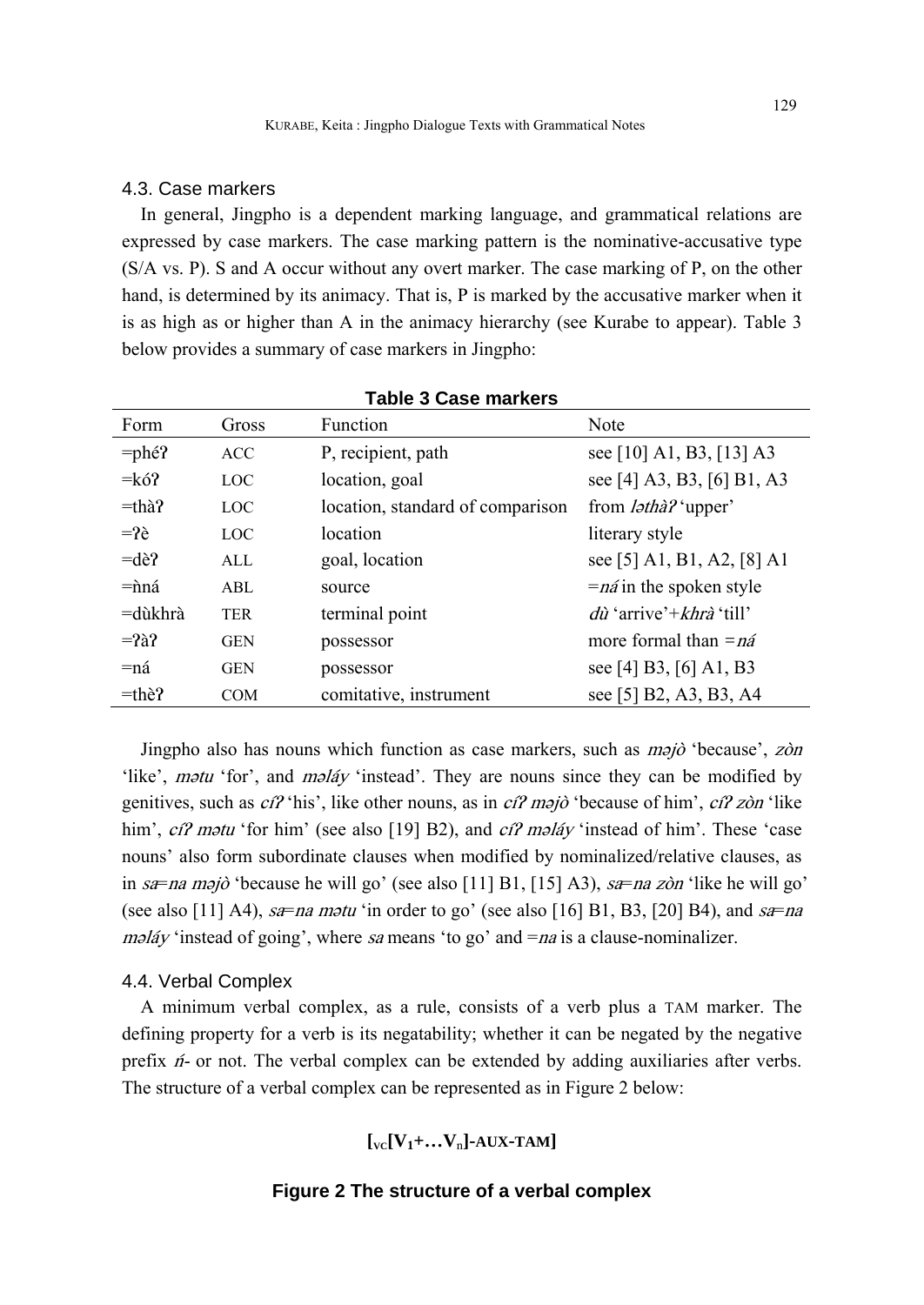### 4.3. Case markers

In general, Jingpho is a dependent marking language, and grammatical relations are expressed by case markers. The case marking pattern is the nominative-accusative type (S/A vs. P). S and A occur without any overt marker. The case marking of P, on the other hand, is determined by its animacy. That is, P is marked by the accusative marker when it is as high as or higher than A in the animacy hierarchy (see Kurabe to appear). Table 3 below provides a summary of case markers in Jingpho:

**Table 3 Case markers**

| Form | Gross | Function | Note |
|---|---|---|---|
| =phéʔ | ACC | P, recipient, path | see [10] A1, B3, [13] A3 |
| =kóʔ | LOC | location, goal | see [4] A3, B3, [6] B1, A3 |
| =thàʔ | LOC | location, standard of comparison | from *ləthàʔ* 'upper' |
| =ʔè | LOC | location | literary style |
| =dèʔ | ALL | goal, location | see [5] A1, B1, A2, [8] A1 |
| =ǹná | ABL | source | =*ná* in the spoken style |
| =dùkhrà | TER | terminal point | *dù* 'arrive'+*khrà* 'till' |
| =ʔàʔ | GEN | possessor | more formal than =*ná* |
| =ná | GEN | possessor | see [4] B3, [6] A1, B3 |
| =thèʔ | COM | comitative, instrument | see [5] B2, A3, B3, A4 |

Jingpho also has nouns which function as case markers, such as *məjò* 'because', *zòn* 'like', *mətu* 'for', and *məláy* 'instead'. They are nouns since they can be modified by genitives, such as *cíʔ* 'his', like other nouns, as in *cíʔ məjò* 'because of him', *cíʔ zòn* 'like him', *cíʔ mətu* 'for him' (see also [19] B2), and *cíʔ məláy* 'instead of him'. These 'case nouns' also form subordinate clauses when modified by nominalized/relative clauses, as in *sa=na məjò* 'because he will go' (see also [11] B1, [15] A3), *sa=na zòn* 'like he will go' (see also [11] A4), *sa=na mətu* 'in order to go' (see also [16] B1, B3, [20] B4), and *sa=na məláy* 'instead of going', where *sa* means 'to go' and =*na* is a clause-nominalizer.

### 4.4. Verbal Complex

A minimum verbal complex, as a rule, consists of a verb plus a TAM marker. The defining property for a verb is its negatability; whether it can be negated by the negative prefix *ń-* or not. The verbal complex can be extended by adding auxiliaries after verbs. The structure of a verbal complex can be represented as in Figure 2 below:

$$[_{VC}[V_1+\ldots V_n]\text{-AUX-TAM}]$$

**Figure 2 The structure of a verbal complex**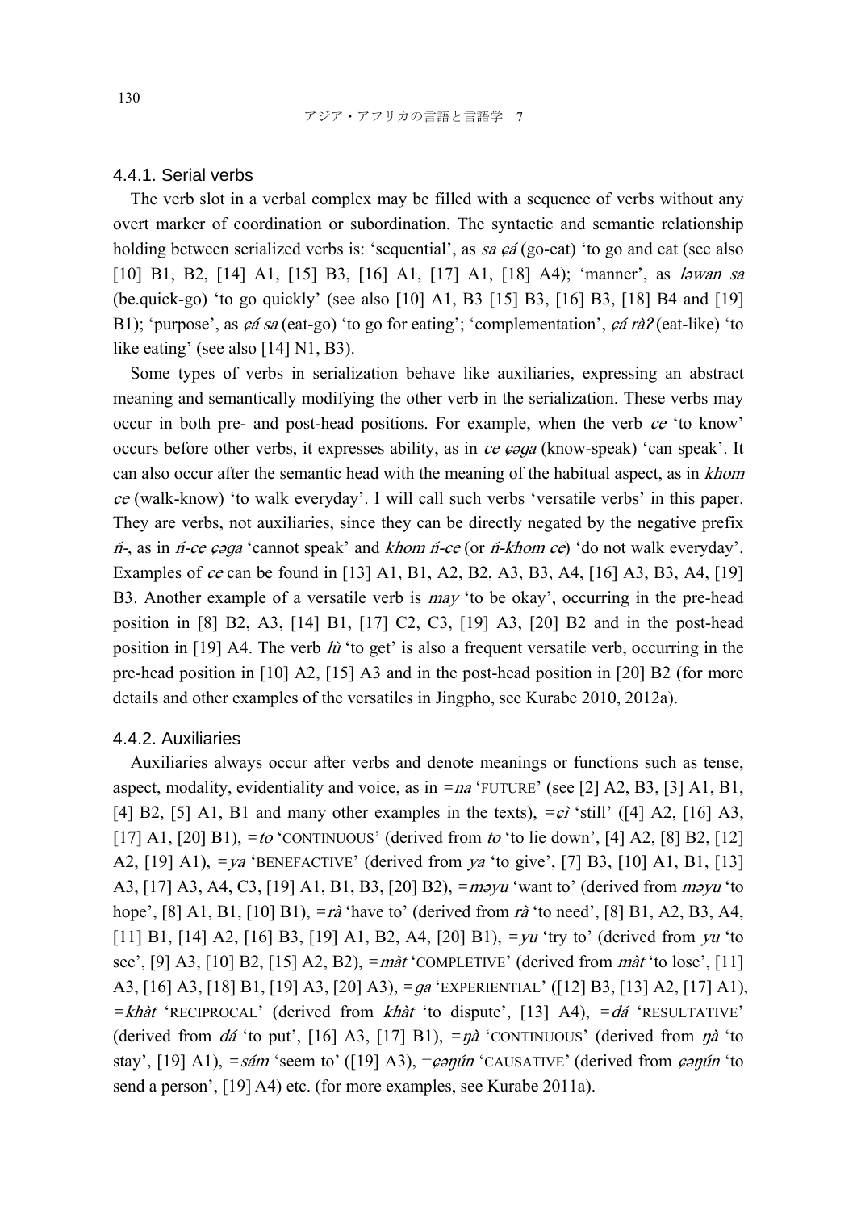### 4.4.1. Serial verbs

The verb slot in a verbal complex may be filled with a sequence of verbs without any overt marker of coordination or subordination. The syntactic and semantic relationship holding between serialized verbs is: 'sequential', as *sa ɕá* (go-eat) 'to go and eat (see also [10] B1, B2, [14] A1, [15] B3, [16] A1, [17] A1, [18] A4); 'manner', as *ləwan sa* (be.quick-go) 'to go quickly' (see also [10] A1, B3 [15] B3, [16] B3, [18] B4 and [19] B1); 'purpose', as *ɕá sa* (eat-go) 'to go for eating'; 'complementation', *ɕá ràʔ* (eat-like) 'to like eating' (see also [14] N1, B3).

Some types of verbs in serialization behave like auxiliaries, expressing an abstract meaning and semantically modifying the other verb in the serialization. These verbs may occur in both pre- and post-head positions. For example, when the verb *ce* 'to know' occurs before other verbs, it expresses ability, as in *ce ɕəga* (know-speak) 'can speak'. It can also occur after the semantic head with the meaning of the habitual aspect, as in *khom ce* (walk-know) 'to walk everyday'. I will call such verbs 'versatile verbs' in this paper. They are verbs, not auxiliaries, since they can be directly negated by the negative prefix *ń-*, as in *ń-ce ɕəga* 'cannot speak' and *khom ń-ce* (or *ń-khom ce*) 'do not walk everyday'. Examples of *ce* can be found in [13] A1, B1, A2, B2, A3, B3, A4, [16] A3, B3, A4, [19] B3. Another example of a versatile verb is *may* 'to be okay', occurring in the pre-head position in [8] B2, A3, [14] B1, [17] C2, C3, [19] A3, [20] B2 and in the post-head position in [19] A4. The verb *lù* 'to get' is also a frequent versatile verb, occurring in the pre-head position in [10] A2, [15] A3 and in the post-head position in [20] B2 (for more details and other examples of the versatiles in Jingpho, see Kurabe 2010, 2012a).

### 4.4.2. Auxiliaries

Auxiliaries always occur after verbs and denote meanings or functions such as tense, aspect, modality, evidentiality and voice, as in *=na* 'FUTURE' (see [2] A2, B3, [3] A1, B1, [4] B2, [5] A1, B1 and many other examples in the texts), *=ɕì* 'still' ([4] A2, [16] A3, [17] A1, [20] B1), *=to* 'CONTINUOUS' (derived from *to* 'to lie down', [4] A2, [8] B2, [12] A2, [19] A1), *=ya* 'BENEFACTIVE' (derived from *ya* 'to give', [7] B3, [10] A1, B1, [13] A3, [17] A3, A4, C3, [19] A1, B1, B3, [20] B2), *=məyu* 'want to' (derived from *məyu* 'to hope', [8] A1, B1, [10] B1), *=rà* 'have to' (derived from *rà* 'to need', [8] B1, A2, B3, A4, [11] B1, [14] A2, [16] B3, [19] A1, B2, A4, [20] B1), *=yu* 'try to' (derived from *yu* 'to see', [9] A3, [10] B2, [15] A2, B2), *=màt* 'COMPLETIVE' (derived from *màt* 'to lose', [11] A3, [16] A3, [18] B1, [19] A3, [20] A3), *=ga* 'EXPERIENTIAL' ([12] B3, [13] A2, [17] A1), *=khàt* 'RECIPROCAL' (derived from *khàt* 'to dispute', [13] A4), *=dá* 'RESULTATIVE' (derived from *dá* 'to put', [16] A3, [17] B1), *=ŋà* 'CONTINUOUS' (derived from *ŋà* 'to stay', [19] A1), *=sám* 'seem to' ([19] A3), *=ɕəŋún* 'CAUSATIVE' (derived from *ɕəŋún* 'to send a person', [19] A4) etc. (for more examples, see Kurabe 2011a).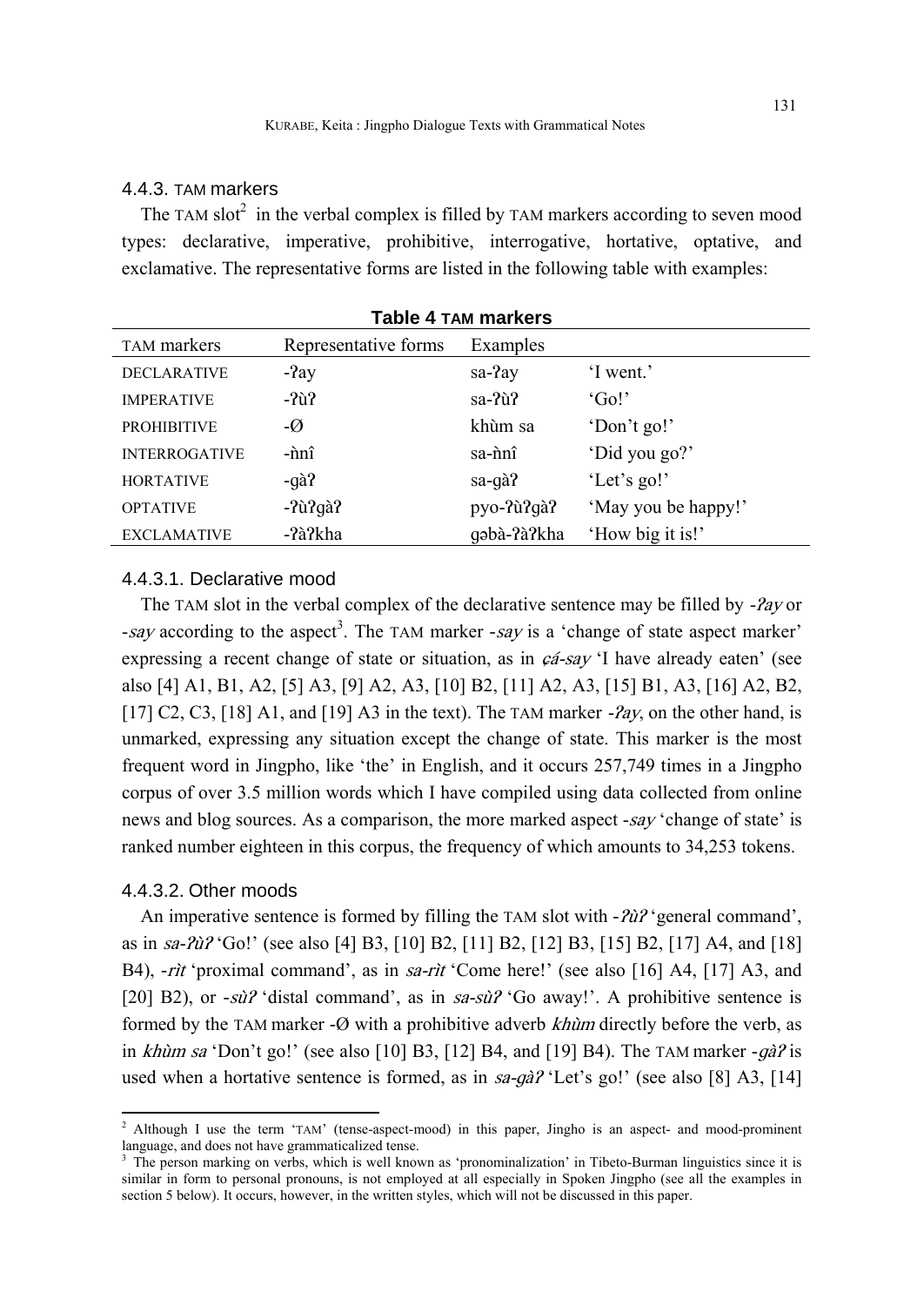### 4.4.3. TAM markers

The TAM slot[2] in the verbal complex is filled by TAM markers according to seven mood types: declarative, imperative, prohibitive, interrogative, hortative, optative, and exclamative. The representative forms are listed in the following table with examples:

**Table 4 TAM markers**

| TAM markers | Representative forms | Examples | |
|---|---|---|---|
| DECLARATIVE | -ʔay | sa-ʔay | 'I went.' |
| IMPERATIVE | -ʔùʔ | sa-ʔùʔ | 'Go!' |
| PROHIBITIVE | -Ø | khùm sa | 'Don't go!' |
| INTERROGATIVE | -ǹnî | sa-ǹnî | 'Did you go?' |
| HORTATIVE | -gàʔ | sa-gàʔ | 'Let's go!' |
| OPTATIVE | -ʔùʔgàʔ | pyo-ʔùʔgàʔ | 'May you be happy!' |
| EXCLAMATIVE | -ʔàʔkha | gəbà-ʔàʔkha | 'How big it is!' |

#### 4.4.3.1. Declarative mood

The TAM slot in the verbal complex of the declarative sentence may be filled by *-ʔay* or *-say* according to the aspect[3]. The TAM marker *-say* is a 'change of state aspect marker' expressing a recent change of state or situation, as in *ҫá-say* 'I have already eaten' (see also [4] A1, B1, A2, [5] A3, [9] A2, A3, [10] B2, [11] A2, A3, [15] B1, A3, [16] A2, B2, [17] C2, C3, [18] A1, and [19] A3 in the text). The TAM marker *-ʔay*, on the other hand, is unmarked, expressing any situation except the change of state. This marker is the most frequent word in Jingpho, like 'the' in English, and it occurs 257,749 times in a Jingpho corpus of over 3.5 million words which I have compiled using data collected from online news and blog sources. As a comparison, the more marked aspect *-say* 'change of state' is ranked number eighteen in this corpus, the frequency of which amounts to 34,253 tokens.

#### 4.4.3.2. Other moods

An imperative sentence is formed by filling the TAM slot with *-ʔùʔ* 'general command', as in *sa-ʔùʔ* 'Go!' (see also [4] B3, [10] B2, [11] B2, [12] B3, [15] B2, [17] A4, and [18] B4), *-rìt* 'proximal command', as in *sa-rìt* 'Come here!' (see also [16] A4, [17] A3, and [20] B2), or *-sùʔ* 'distal command', as in *sa-sùʔ* 'Go away!'. A prohibitive sentence is formed by the TAM marker -Ø with a prohibitive adverb *khùm* directly before the verb, as in *khùm sa* 'Don't go!' (see also [10] B3, [12] B4, and [19] B4). The TAM marker *-gàʔ* is used when a hortative sentence is formed, as in *sa-gàʔ* 'Let's go!' (see also [8] A3, [14]

---

[2] Although I use the term 'TAM' (tense-aspect-mood) in this paper, Jingho is an aspect- and mood-prominent language, and does not have grammaticalized tense.

[3] The person marking on verbs, which is well known as 'pronominalization' in Tibeto-Burman linguistics since it is similar in form to personal pronouns, is not employed at all especially in Spoken Jingpho (see all the examples in section 5 below). It occurs, however, in the written styles, which will not be discussed in this paper.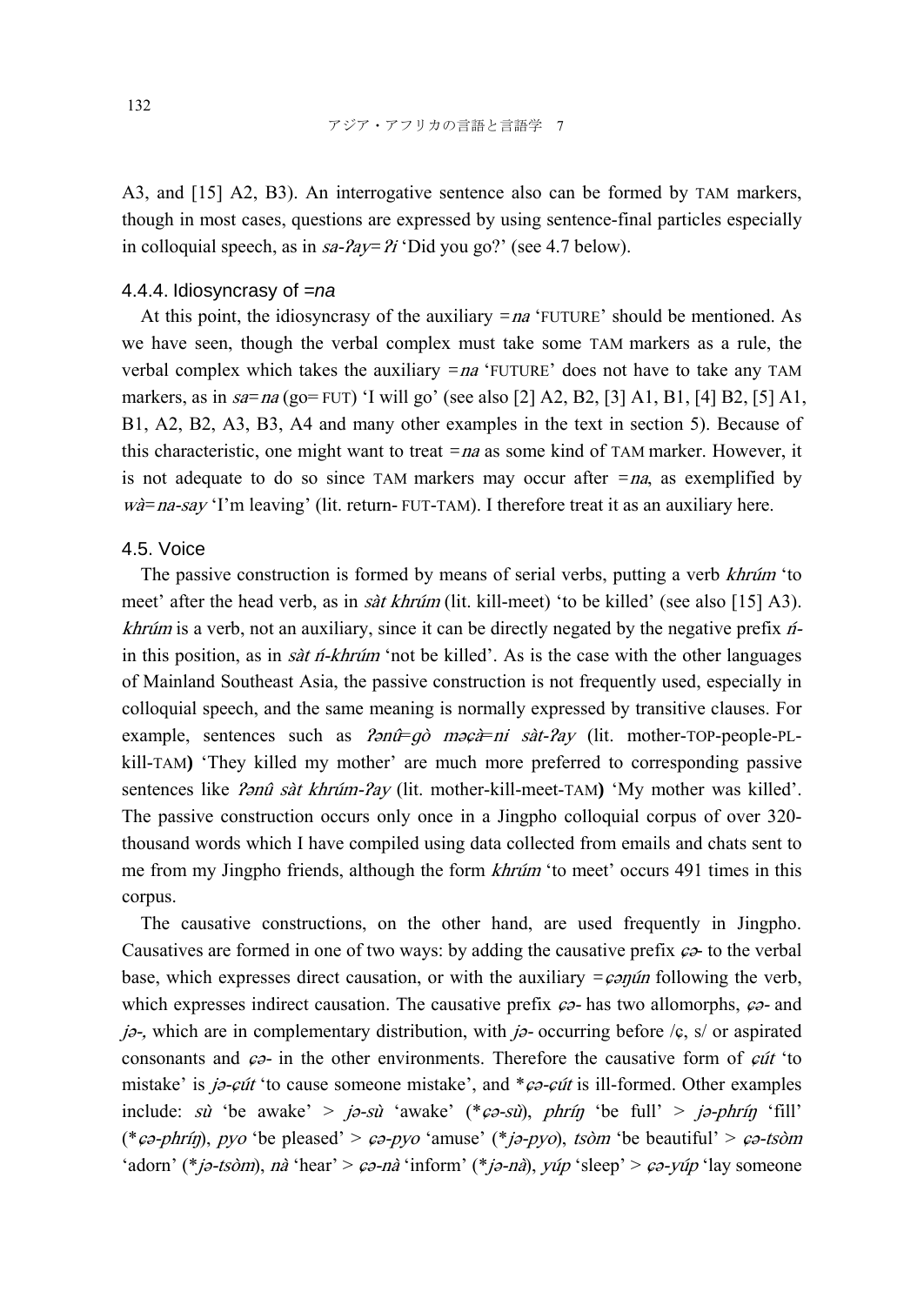A3, and [15] A2, B3). An interrogative sentence also can be formed by TAM markers, though in most cases, questions are expressed by using sentence-final particles especially in colloquial speech, as in *sa-ʔay=ʔi* 'Did you go?' (see 4.7 below).

### 4.4.4. Idiosyncrasy of *=na*

At this point, the idiosyncrasy of the auxiliary *=na* 'FUTURE' should be mentioned. As we have seen, though the verbal complex must take some TAM markers as a rule, the verbal complex which takes the auxiliary *=na* 'FUTURE' does not have to take any TAM markers, as in *sa=na* (go=FUT) 'I will go' (see also [2] A2, B2, [3] A1, B1, [4] B2, [5] A1, B1, A2, B2, A3, B3, A4 and many other examples in the text in section 5). Because of this characteristic, one might want to treat *=na* as some kind of TAM marker. However, it is not adequate to do so since TAM markers may occur after *=na*, as exemplified by *wà=na-say* 'I'm leaving' (lit. return- FUT-TAM). I therefore treat it as an auxiliary here.

## 4.5. Voice

The passive construction is formed by means of serial verbs, putting a verb *khrúm* 'to meet' after the head verb, as in *sàt khrúm* (lit. kill-meet) 'to be killed' (see also [15] A3). *khrúm* is a verb, not an auxiliary, since it can be directly negated by the negative prefix *ń-* in this position, as in *sàt ń-khrúm* 'not be killed'. As is the case with the other languages of Mainland Southeast Asia, the passive construction is not frequently used, especially in colloquial speech, and the same meaning is normally expressed by transitive clauses. For example, sentences such as *ʔənû=gò məçà=ni sàt-ʔay* (lit. mother-TOP-people-PL-kill-TAM**)** 'They killed my mother' are much more preferred to corresponding passive sentences like *ʔənû sàt khrúm-ʔay* (lit. mother-kill-meet-TAM**)** 'My mother was killed'. The passive construction occurs only once in a Jingpho colloquial corpus of over 320-thousand words which I have compiled using data collected from emails and chats sent to me from my Jingpho friends, although the form *khrúm* 'to meet' occurs 491 times in this corpus.

The causative constructions, on the other hand, are used frequently in Jingpho. Causatives are formed in one of two ways: by adding the causative prefix *çə-* to the verbal base, which expresses direct causation, or with the auxiliary *=çəŋún* following the verb, which expresses indirect causation. The causative prefix *çə-* has two allomorphs, *çə-* and *jə-*, which are in complementary distribution, with *jə-* occurring before /ç, s/ or aspirated consonants and *çə-* in the other environments. Therefore the causative form of *çút* 'to mistake' is *jə-çút* 'to cause someone mistake', and \**çə-çút* is ill-formed. Other examples include: *sù* 'be awake' > *jə-sù* 'awake' (\**çə-sù*), *phríŋ* 'be full' > *jə-phríŋ* 'fill' (\**çə-phríŋ*), *pyo* 'be pleased' > *çə-pyo* 'amuse' (\**jə-pyo*), *tsòm* 'be beautiful' > *çə-tsòm* 'adorn' (\**jə-tsòm*), *nà* 'hear' > *çə-nà* 'inform' (\**jə-nà*), *yúp* 'sleep' > *çə-yúp* 'lay someone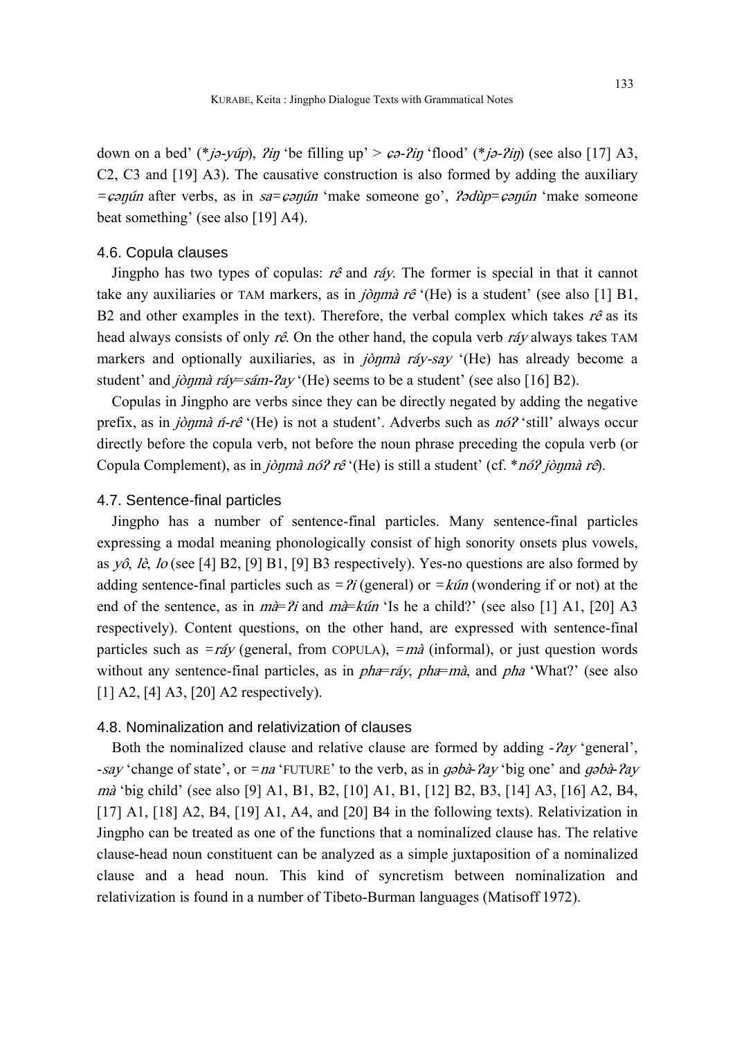down on a bed' (**jə-yúp*), *ʔiŋ* 'be filling up' > *ɕə-ʔiŋ* 'flood' (**jə-ʔiŋ*) (see also [17] A3, C2, C3 and [19] A3). The causative construction is also formed by adding the auxiliary *=ɕəŋún* after verbs, as in *sa=ɕəŋún* 'make someone go', *ʔədùp=ɕəŋún* 'make someone beat something' (see also [19] A4).

### 4.6. Copula clauses

Jingpho has two types of copulas: *rê* and *ráy*. The former is special in that it cannot take any auxiliaries or TAM markers, as in *jòŋmà rê* '(He) is a student' (see also [1] B1, B2 and other examples in the text). Therefore, the verbal complex which takes *rê* as its head always consists of only *rê*. On the other hand, the copula verb *ráy* always takes TAM markers and optionally auxiliaries, as in *jòŋmà ráy-say* '(He) has already become a student' and *jòŋmà ráy=sám-ʔay* '(He) seems to be a student' (see also [16] B2).

Copulas in Jingpho are verbs since they can be directly negated by adding the negative prefix, as in *jòŋmà ń-rê* '(He) is not a student'. Adverbs such as *nóʔ* 'still' always occur directly before the copula verb, not before the noun phrase preceding the copula verb (or Copula Complement), as in *jòŋmà nóʔ rê* '(He) is still a student' (cf. **nóʔ jòŋmà rê*).

### 4.7. Sentence-final particles

Jingpho has a number of sentence-final particles. Many sentence-final particles expressing a modal meaning phonologically consist of high sonority onsets plus vowels, as *yô*, *lè*, *lo* (see [4] B2, [9] B1, [9] B3 respectively). Yes-no questions are also formed by adding sentence-final particles such as *=ʔi* (general) or *=kún* (wondering if or not) at the end of the sentence, as in *mà=ʔi* and *mà=kún* 'Is he a child?' (see also [1] A1, [20] A3 respectively). Content questions, on the other hand, are expressed with sentence-final particles such as *=ráy* (general, from COPULA), *=mà* (informal), or just question words without any sentence-final particles, as in *pha=ráy*, *pha=mà*, and *pha* 'What?' (see also [1] A2, [4] A3, [20] A2 respectively).

### 4.8. Nominalization and relativization of clauses

Both the nominalized clause and relative clause are formed by adding *-ʔay* 'general', *-say* 'change of state', or *=na* 'FUTURE' to the verb, as in *gəbà-ʔay* 'big one' and *gəbà-ʔay mà* 'big child' (see also [9] A1, B1, B2, [10] A1, B1, [12] B2, B3, [14] A3, [16] A2, B4, [17] A1, [18] A2, B4, [19] A1, A4, and [20] B4 in the following texts). Relativization in Jingpho can be treated as one of the functions that a nominalized clause has. The relative clause-head noun constituent can be analyzed as a simple juxtaposition of a nominalized clause and a head noun. This kind of syncretism between nominalization and relativization is found in a number of Tibeto-Burman languages (Matisoff 1972).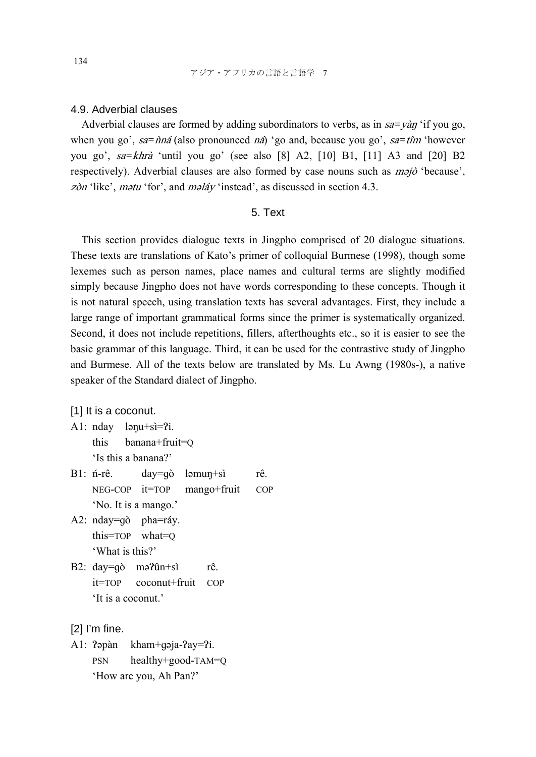### 4.9. Adverbial clauses

Adverbial clauses are formed by adding subordinators to verbs, as in *sa=yàŋ* 'if you go, when you go', *sa=ǹná* (also pronounced *ná*) 'go and, because you go', *sa=tîm* 'however you go', *sa=khrà* 'until you go' (see also [8] A2, [10] B1, [11] A3 and [20] B2 respectively). Adverbial clauses are also formed by case nouns such as *məjò* 'because', *zòn* 'like', *mətu* 'for', and *məláy* 'instead', as discussed in section 4.3.

## 5. Text

This section provides dialogue texts in Jingpho comprised of 20 dialogue situations. These texts are translations of Kato's primer of colloquial Burmese (1998), though some lexemes such as person names, place names and cultural terms are slightly modified simply because Jingpho does not have words corresponding to these concepts. Though it is not natural speech, using translation texts has several advantages. First, they include a large range of important grammatical forms since the primer is systematically organized. Second, it does not include repetitions, fillers, afterthoughts etc., so it is easier to see the basic grammar of this language. Third, it can be used for the contrastive study of Jingpho and Burmese. All of the texts below are translated by Ms. Lu Awng (1980s-), a native speaker of the Standard dialect of Jingpho.

### [1] It is a coconut.

A1: nday ləŋu+sì=ʔi.
this banana+fruit=Q
'Is this a banana?'

B1: ń-rê. day=gò ləmuŋ+sì rê.
NEG-COP it=TOP mango+fruit COP
'No. It is a mango.'

A2: nday=gò pha=ráy.
this=TOP what=Q
'What is this?'

B2: day=gò məʔûn+sì rê.
it=TOP coconut+fruit COP
'It is a coconut.'

### [2] I'm fine.

A1: ʔəpàn kham+gəja-ʔay=ʔi.
PSN healthy+good-TAM=Q
'How are you, Ah Pan?'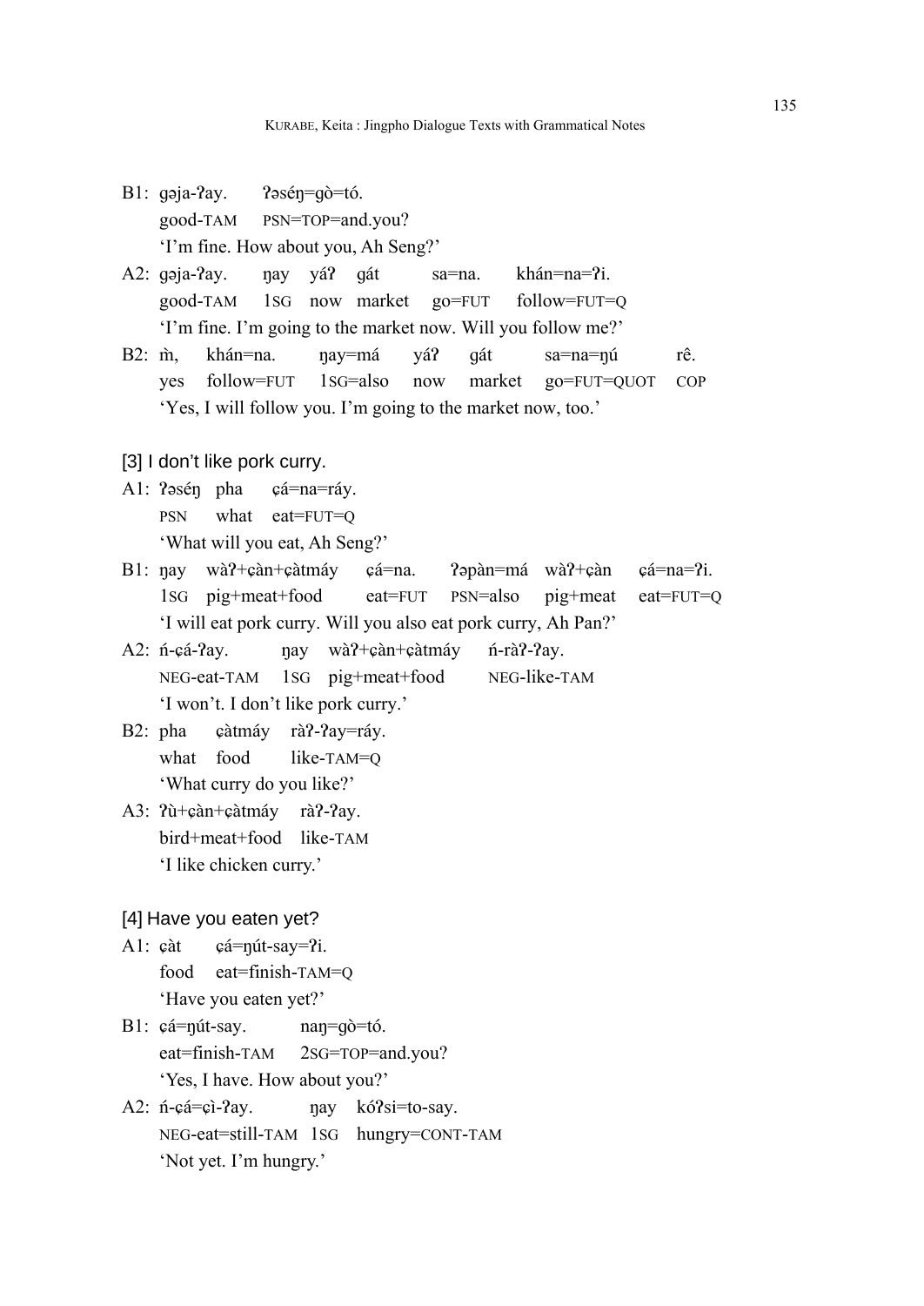B1: gəja-ʔay.  ʔəséŋ=gò=tó.
good-TAM  PSN=TOP=and.you?
'I'm fine. How about you, Ah Seng?'

A2: gəja-ʔay.  ŋay  yáʔ  gát  sa=na.  khán=na=ʔi.
good-TAM  1SG  now  market  go=FUT  follow=FUT=Q
'I'm fine. I'm going to the market now. Will you follow me?'

B2: m̀,  khán=na.  ŋay=má  yáʔ  gát  sa=na=ŋú  rê.
yes  follow=FUT  1SG=also  now  market  go=FUT=QUOT  COP
'Yes, I will follow you. I'm going to the market now, too.'

[3] I don't like pork curry.

A1: ʔəséŋ  pha  ɕá=na=ráy.
PSN  what  eat=FUT=Q
'What will you eat, Ah Seng?'

B1: ŋay  wàʔ+ɕàn+ɕàtmáy  ɕá=na.  ʔəpàn=má  wàʔ+ɕàn  ɕá=na=ʔi.
1SG  pig+meat+food  eat=FUT  PSN=also  pig+meat  eat=FUT=Q
'I will eat pork curry. Will you also eat pork curry, Ah Pan?'

A2: ń-ɕá-ʔay.  ŋay  wàʔ+ɕàn+ɕàtmáy  ń-ràʔ-ʔay.
NEG-eat-TAM  1SG  pig+meat+food  NEG-like-TAM
'I won't. I don't like pork curry.'

B2: pha  ɕàtmáy  ràʔ-ʔay=ráy.
what  food  like-TAM=Q
'What curry do you like?'

A3: ʔù+ɕàn+ɕàtmáy  ràʔ-ʔay.
bird+meat+food  like-TAM
'I like chicken curry.'

[4] Have you eaten yet?

A1: ɕàt  ɕá=ŋút-say=ʔi.
food  eat=finish-TAM=Q
'Have you eaten yet?'

B1: ɕá=ŋút-say.  naŋ=gò=tó.
eat=finish-TAM  2SG=TOP=and.you?
'Yes, I have. How about you?'

A2: ń-ɕá=ɕì-ʔay.  ŋay  kóʔsi=to-say.
NEG-eat=still-TAM  1SG  hungry=CONT-TAM
'Not yet. I'm hungry.'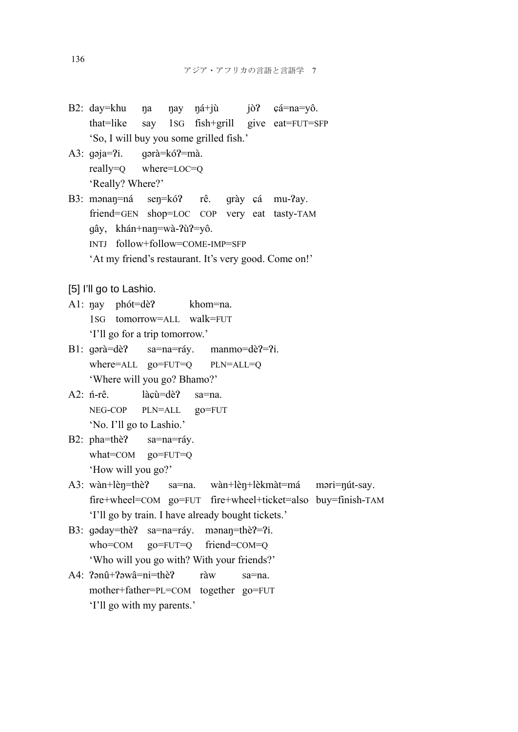B2: day=khu ŋa ŋay ŋá+jù jòʔ ɕá=na=yô.
that=like say 1SG fish+grill give eat=FUT=SFP
'So, I will buy you some grilled fish.'

A3: gəja=ʔi. gərà=kóʔ=mà.
really=Q where=LOC=Q
'Really? Where?'

B3: mənaŋ=ná seŋ=kóʔ rê. grày ɕá mu-ʔay.
friend=GEN shop=LOC COP very eat tasty-TAM
gây, khán+naŋ=wà-ʔùʔ=yô.
INTJ follow+follow=COME-IMP=SFP
'At my friend's restaurant. It's very good. Come on!'

[5] I'll go to Lashio.

A1: ŋay phót=dèʔ khom=na.
1SG tomorrow=ALL walk=FUT
'I'll go for a trip tomorrow.'

B1: gərà=dèʔ sa=na=ráy. manmo=dèʔ=ʔi.
where=ALL go=FUT=Q PLN=ALL=Q
'Where will you go? Bhamo?'

A2: ń-rê. làɕù=dèʔ sa=na.
NEG-COP PLN=ALL go=FUT
'No. I'll go to Lashio.'

B2: pha=thèʔ sa=na=ráy.
what=COM go=FUT=Q
'How will you go?'

A3: wàn+lèŋ=thèʔ sa=na. wàn+lèŋ+lèkmàt=má məri=ŋút-say.
fire+wheel=COM go=FUT fire+wheel+ticket=also buy=finish-TAM
'I'll go by train. I have already bought tickets.'

B3: gəday=thèʔ sa=na=ráy. mənaŋ=thèʔ=ʔi.
who=COM go=FUT=Q friend=COM=Q
'Who will you go with? With your friends?'

A4: ʔənû+ʔəwâ=ni=thèʔ ràw sa=na.
mother+father=PL=COM together go=FUT
'I'll go with my parents.'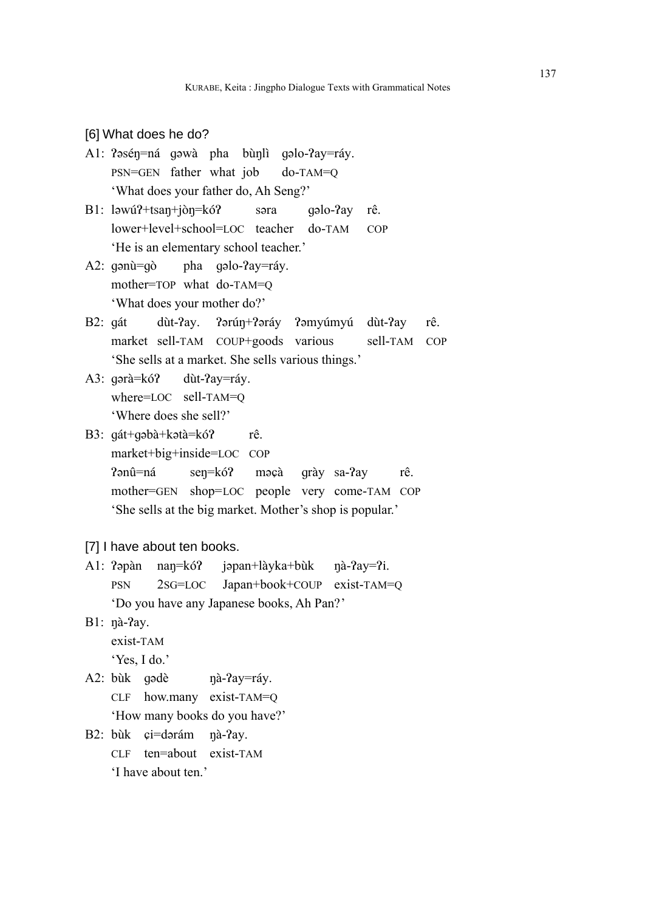### [6] What does he do?

A1: ʔəséŋ=ná gəwà pha bùŋlì gəlo-ʔay=ráy.
PSN=GEN father what job do-TAM=Q
'What does your father do, Ah Seng?'

B1: ləwúʔ+tsaŋ+jòŋ=kóʔ səra gəlo-ʔay rê.
lower+level+school=LOC teacher do-TAM COP
'He is an elementary school teacher.'

A2: gənù=gò pha gəlo-ʔay=ráy.
mother=TOP what do-TAM=Q
'What does your mother do?'

B2: gát dùt-ʔay. ʔərúŋ+ʔəráy ʔəmyúmyú dùt-ʔay rê.
market sell-TAM COUP+goods various sell-TAM COP
'She sells at a market. She sells various things.'

A3: gərà=kóʔ dùt-ʔay=ráy.
where=LOC sell-TAM=Q
'Where does she sell?'

B3: gát+gəbà+kətà=kóʔ rê.
market+big+inside=LOC COP
ʔənû=ná seŋ=kóʔ məçà grày sa-ʔay rê.
mother=GEN shop=LOC people very come-TAM COP
'She sells at the big market. Mother's shop is popular.'

### [7] I have about ten books.

A1: ʔəpàn naŋ=kóʔ jəpan+làyka+bùk ŋà-ʔay=ʔi.
PSN 2SG=LOC Japan+book+COUP exist-TAM=Q
'Do you have any Japanese books, Ah Pan?'

B1: ŋà-ʔay.
exist-TAM
'Yes, I do.'

A2: bùk gədè ŋà-ʔay=ráy.
CLF how.many exist-TAM=Q
'How many books do you have?'

B2: bùk çi=dərám ŋà-ʔay.
CLF ten=about exist-TAM
'I have about ten.'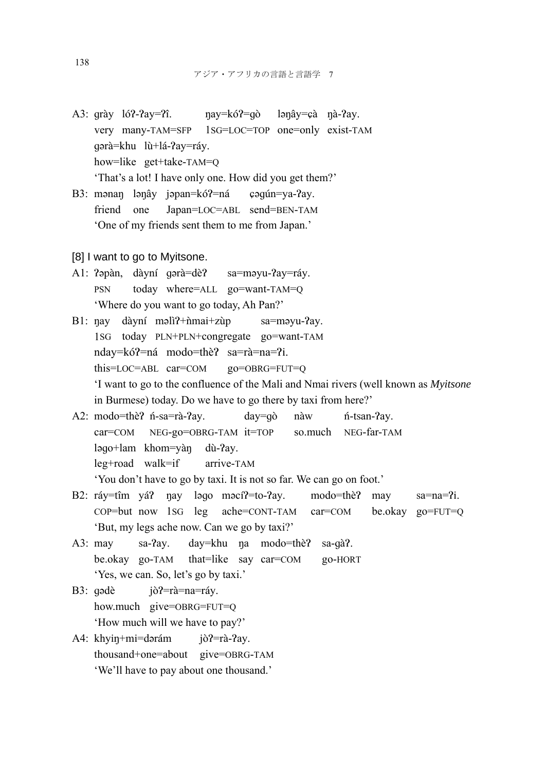A3: grày lóʔ-ʔay=ʔí. ŋay=kóʔ=gò ləŋây=ҫà ŋà-ʔay.
very many-TAM=SFP 1SG=LOC=TOP one=only exist-TAM
gərà=khu lù+lá-ʔay=ráy.
how=like get+take-TAM=Q
'That's a lot! I have only one. How did you get them?'

B3: mənaŋ ləŋây jəpan=kóʔ=ná ҫəgún=ya-ʔay.
friend one Japan=LOC=ABL send=BEN-TAM
'One of my friends sent them to me from Japan.'

[8] I want to go to Myitsone.

A1: ʔəpàn, dàyní gərà=dèʔ sa=məyu-ʔay=ráy.
PSN today where=ALL go=want-TAM=Q
'Where do you want to go today, Ah Pan?'

B1: ŋay dàyní məlìʔ+ǹmai+zùp sa=məyu-ʔay.
1SG today PLN+PLN+congregate go=want-TAM
nday=kóʔ=ná modo=thèʔ sa=rà=na=ʔi.
this=LOC=ABL car=COM go=OBRG=FUT=Q
'I want to go to the confluence of the Mali and Nmai rivers (well known as *Myitsone* in Burmese) today. Do we have to go there by taxi from here?'

A2: modo=thèʔ ń-sa=rà-ʔay. day=gò nàw ń-tsan-ʔay.
car=COM NEG-go=OBRG-TAM it=TOP so.much NEG-far-TAM
ləgo+lam khom=yàŋ dù-ʔay.
leg+road walk=if arrive-TAM
'You don't have to go by taxi. It is not so far. We can go on foot.'

B2: ráy=tîm yáʔ ŋay ləgo məcíʔ=to-ʔay. modo=thèʔ may sa=na=ʔi.
COP=but now 1SG leg ache=CONT-TAM car=COM be.okay go=FUT=Q
'But, my legs ache now. Can we go by taxi?'

A3: may sa-ʔay. day=khu ŋa modo=thèʔ sa-gàʔ.
be.okay go-TAM that=like say car=COM go-HORT
'Yes, we can. So, let's go by taxi.'

B3: gədè jòʔ=rà=na=ráy.
how.much give=OBRG=FUT=Q
'How much will we have to pay?'

A4: khyiŋ+mi=dərám jòʔ=rà-ʔay.
thousand+one=about give=OBRG-TAM
'We'll have to pay about one thousand.'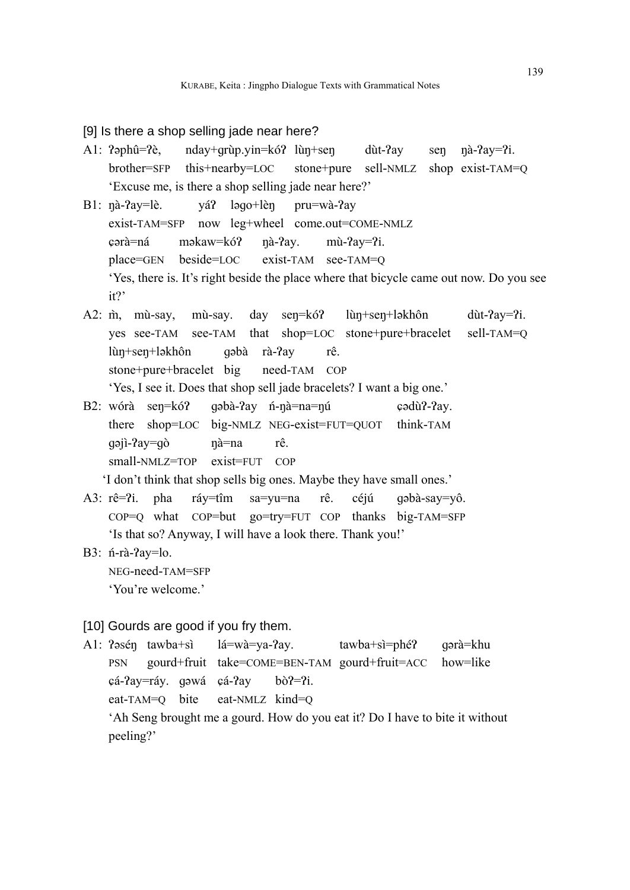[9] Is there a shop selling jade near here?

A1: ʔəphû=ʔè, nday+grùp.yin=kóʔ lùŋ+seŋ dùt-ʔay seŋ ŋà-ʔay=ʔi.
brother=SFP this+nearby=LOC stone+pure sell-NMLZ shop exist-TAM=Q
'Excuse me, is there a shop selling jade near here?'

B1: ŋà-ʔay=lè. yáʔ ləgo+lèŋ pru=wà-ʔay
exist-TAM=SFP now leg+wheel come.out=COME-NMLZ
ɕərà=ná məkaw=kóʔ ŋà-ʔay. mù-ʔay=ʔi.
place=GEN beside=LOC exist-TAM see-TAM=Q
'Yes, there is. It's right beside the place where that bicycle came out now. Do you see it?'

A2: m̀, mù-say, mù-say. day seŋ=kóʔ lùŋ+seŋ+ləkhôn dùt-ʔay=ʔi.
yes see-TAM see-TAM that shop=LOC stone+pure+bracelet sell-TAM=Q
lùŋ+seŋ+ləkhôn gəbà rà-ʔay rê.
stone+pure+bracelet big need-TAM COP
'Yes, I see it. Does that shop sell jade bracelets? I want a big one.'

B2: wórà seŋ=kóʔ gəbà-ʔay ń-ŋà=na=ŋú ɕədùʔ-ʔay.
there shop=LOC big-NMLZ NEG-exist=FUT=QUOT think-TAM
gəjì-ʔay=gò ŋà=na rê.
small-NMLZ=TOP exist=FUT COP
'I don't think that shop sells big ones. Maybe they have small ones.'

A3: rê=ʔi. pha ráy=tîm sa=yu=na rê. céjú gəbà-say=yô.
COP=Q what COP=but go=try=FUT COP thanks big-TAM=SFP
'Is that so? Anyway, I will have a look there. Thank you!'

B3: ń-rà-ʔay=lo.
NEG-need-TAM=SFP
'You're welcome.'

[10] Gourds are good if you fry them.

A1: ʔəséŋ tawba+sì lá=wà=ya-ʔay. tawba+sì=phéʔ gərà=khu
PSN gourd+fruit take=COME=BEN-TAM gourd+fruit=ACC how=like
ɕá-ʔay=ráy. gəwá ɕá-ʔay bòʔ=ʔi.
eat-TAM=Q bite eat-NMLZ kind=Q
'Ah Seng brought me a gourd. How do you eat it? Do I have to bite it without peeling?'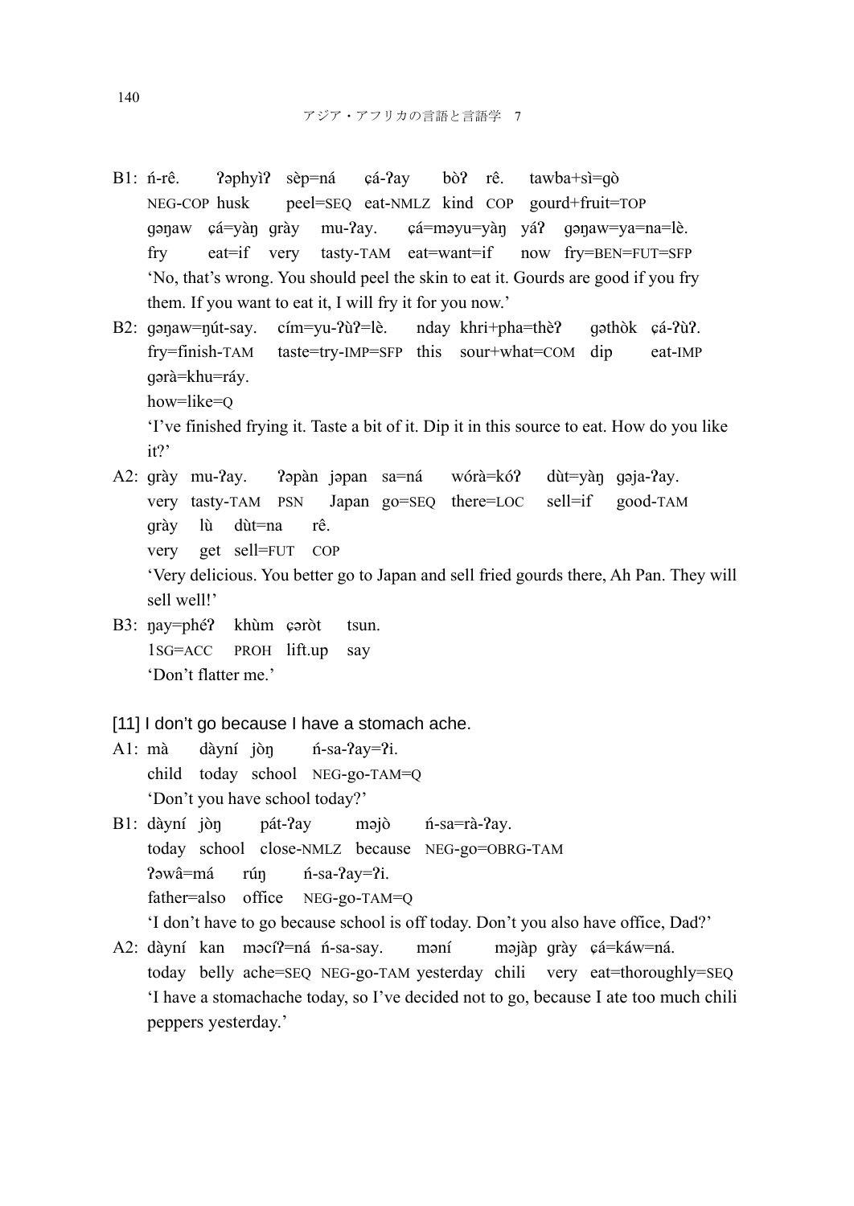B1: ń-rê.　　ʔəphyìʔ　sèp=ná　　ɕá-ʔay　　bòʔ　rê.　　tawba+sì=gò
NEG-COP　husk　　peel=SEQ　eat-NMLZ　kind　COP　gourd+fruit=TOP
gəŋaw　ɕá=yàŋ　grày　　mu-ʔay.　　ɕá=məyu=yàŋ　yáʔ　gəŋaw=ya=na=lè.
fry　　eat=if　very　　tasty-TAM　eat=want=if　　now　fry=BEN=FUT=SFP
'No, that's wrong. You should peel the skin to eat it. Gourds are good if you fry them. If you want to eat it, I will fry it for you now.'

B2: gəŋaw=ŋút-say.　　cím=yu-ʔùʔ=lè.　　nday　khri+pha=thèʔ　　gəthòk　ɕá-ʔùʔ.
fry=finish-TAM　　taste=try-IMP=SFP　this　sour+what=COM　dip　　eat-IMP
gərà=khu=ráy.
how=like=Q
'I've finished frying it. Taste a bit of it. Dip it in this source to eat. How do you like it?'

A2: grày　mu-ʔay.　　ʔəpàn　jəpan　sa=ná　　wórà=kóʔ　　dùt=yàŋ　gəja-ʔay.
very　tasty-TAM　PSN　　Japan　go=SEQ　there=LOC　　sell=if　　good-TAM
grày　　lù　　dùt=na　　rê.
very　　get　sell=FUT　　COP
'Very delicious. You better go to Japan and sell fried gourds there, Ah Pan. They will sell well!'

B3: ŋay=phéʔ　　khùm　ɕəròt　　tsun.
1SG=ACC　　PROH　lift.up　　say
'Don't flatter me.'

[11] I don't go because I have a stomach ache.

A1: mà　　dàyní　jòŋ　　ń-sa-ʔay=ʔi.
child　today　school　NEG-go-TAM=Q
'Don't you have school today?'

B1: dàyní　jòŋ　　pát-ʔay　　məjò　　ń-sa=rà-ʔay.
today　school　close-NMLZ　because　NEG-go=OBRG-TAM
ʔəwâ=má　　rúŋ　　ń-sa-ʔay=ʔi.
father=also　office　NEG-go-TAM=Q
'I don't have to go because school is off today. Don't you also have office, Dad?'

A2: dàyní　kan　məcíʔ=ná　ń-sa-say.　　mənı́　　məjàp　grày　ɕá=káw=ná.
today　belly　ache=SEQ　NEG-go-TAM　yesterday　chili　　very　eat=thoroughly=SEQ
'I have a stomachache today, so I've decided not to go, because I ate too much chili peppers yesterday.'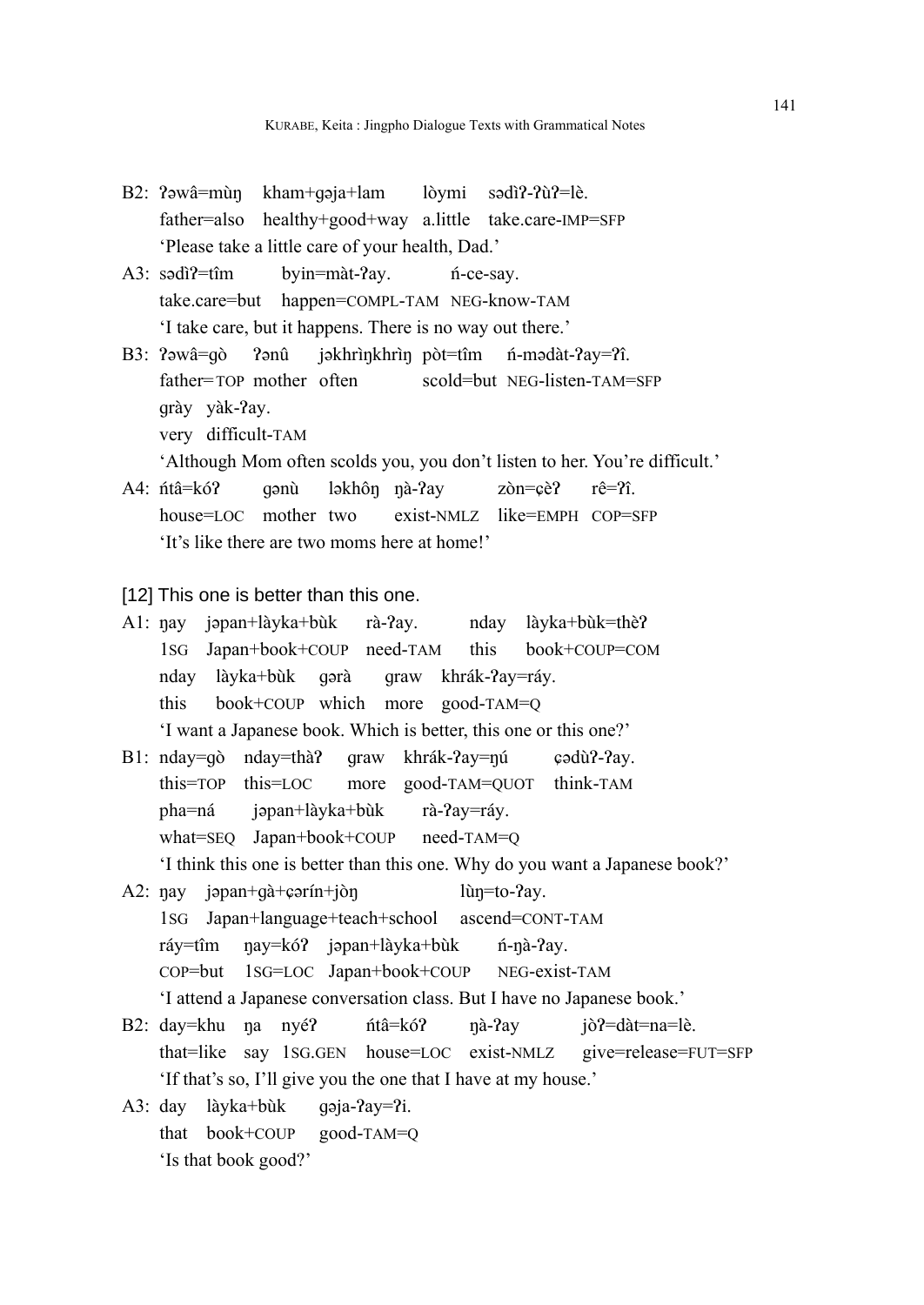B2: ʔəwâ=mùŋ kham+gəja+lam lòymi sədìʔ-ʔùʔ=lè.
father=also healthy+good+way a.little take.care-IMP=SFP
'Please take a little care of your health, Dad.'

A3: sədìʔ=tîm byin=màt-ʔay. ń-ce-say.
take.care=but happen=COMPL-TAM NEG-know-TAM
'I take care, but it happens. There is no way out there.'

B3: ʔəwâ=gò ʔənû jəkhrìŋkhrìŋ pòt=tîm ń-mədàt-ʔay=ʔî.
father=TOP mother often scold=but NEG-listen-TAM=SFP
grày yàk-ʔay.
very difficult-TAM
'Although Mom often scolds you, you don't listen to her. You're difficult.'

A4: ńtâ=kóʔ gənù ləkhôŋ ŋà-ʔay zòn=ɕèʔ rê=ʔî.
house=LOC mother two exist-NMLZ like=EMPH COP=SFP
'It's like there are two moms here at home!'

[12] This one is better than this one.

A1: ŋay jəpan+làyka+bùk rà-ʔay. nday làyka+bùk=thèʔ
1SG Japan+book+COUP need-TAM this book+COUP=COM
nday làyka+bùk gərà graw khrák-ʔay=ráy.
this book+COUP which more good-TAM=Q
'I want a Japanese book. Which is better, this one or this one?'

B1: nday=gò nday=thàʔ graw khrák-ʔay=ŋú ɕədùʔ-ʔay.
this=TOP this=LOC more good-TAM=QUOT think-TAM
pha=ná jəpan+làyka+bùk rà-ʔay=ráy.
what=SEQ Japan+book+COUP need-TAM=Q
'I think this one is better than this one. Why do you want a Japanese book?'

A2: ŋay jəpan+gà+ɕərín+jòŋ lùŋ=to-ʔay.
1SG Japan+language+teach+school ascend=CONT-TAM
ráy=tîm ŋay=kóʔ jəpan+làyka+bùk ń-ŋà-ʔay.
COP=but 1SG=LOC Japan+book+COUP NEG-exist-TAM
'I attend a Japanese conversation class. But I have no Japanese book.'

B2: day=khu ŋa nyéʔ ńtâ=kóʔ ŋà-ʔay jòʔ=dàt=na=lè.
that=like say 1SG.GEN house=LOC exist-NMLZ give=release=FUT=SFP
'If that's so, I'll give you the one that I have at my house.'

A3: day làyka+bùk gəja-ʔay=ʔi.
that book+COUP good-TAM=Q
'Is that book good?'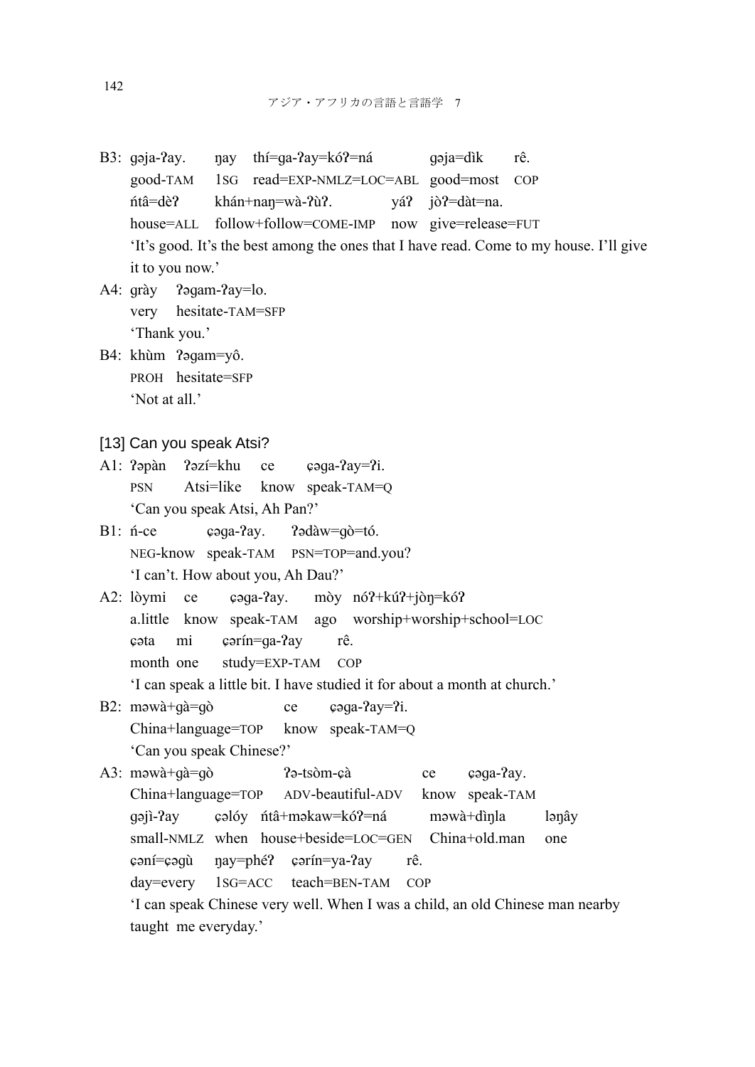B3: gəja-ʔay. ŋay thí=ga-ʔay=kóʔ=ná gəja=dìk rê.
good-TAM 1SG read=EXP-NMLZ=LOC=ABL good=most COP
ńtâ=dèʔ khán+naŋ=wà-ʔùʔ. yáʔ jòʔ=dàt=na.
house=ALL follow+follow=COME-IMP now give=release=FUT
'It's good. It's the best among the ones that I have read. Come to my house. I'll give it to you now.'

A4: grày ʔəgam-ʔay=lo.
very hesitate-TAM=SFP
'Thank you.'

B4: khùm ʔəgam=yô.
PROH hesitate=SFP
'Not at all.'

[13] Can you speak Atsi?

A1: ʔəpàn ʔəzí=khu ce ɕəga-ʔay=ʔi.
PSN Atsi=like know speak-TAM=Q
'Can you speak Atsi, Ah Pan?'

B1: ń-ce ɕəga-ʔay. ʔədàw=gò=tó.
NEG-know speak-TAM PSN=TOP=and.you?
'I can't. How about you, Ah Dau?'

A2: lòymi ce ɕəga-ʔay. mòy nóʔ+kúʔ+jòŋ=kóʔ
a.little know speak-TAM ago worship+worship+school=LOC
ɕəta mi ɕərín=ga-ʔay rê.
month one study=EXP-TAM COP
'I can speak a little bit. I have studied it for about a month at church.'

B2: məwà+gà=gò ce ɕəga-ʔay=ʔi.
China+language=TOP know speak-TAM=Q
'Can you speak Chinese?'

A3: məwà+gà=gò ʔə-tsòm-ɕà ce ɕəga-ʔay.
China+language=TOP ADV-beautiful-ADV know speak-TAM
gəjì-ʔay ɕəlóy ńtâ+məkaw=kóʔ=ná məwà+dìŋla ləŋây
small-NMLZ when house+beside=LOC=GEN China+old.man one
ɕəní=ɕəgù ŋay=phéʔ ɕərín=ya-ʔay rê.
day=every 1SG=ACC teach=BEN-TAM COP
'I can speak Chinese very well. When I was a child, an old Chinese man nearby taught me everyday.'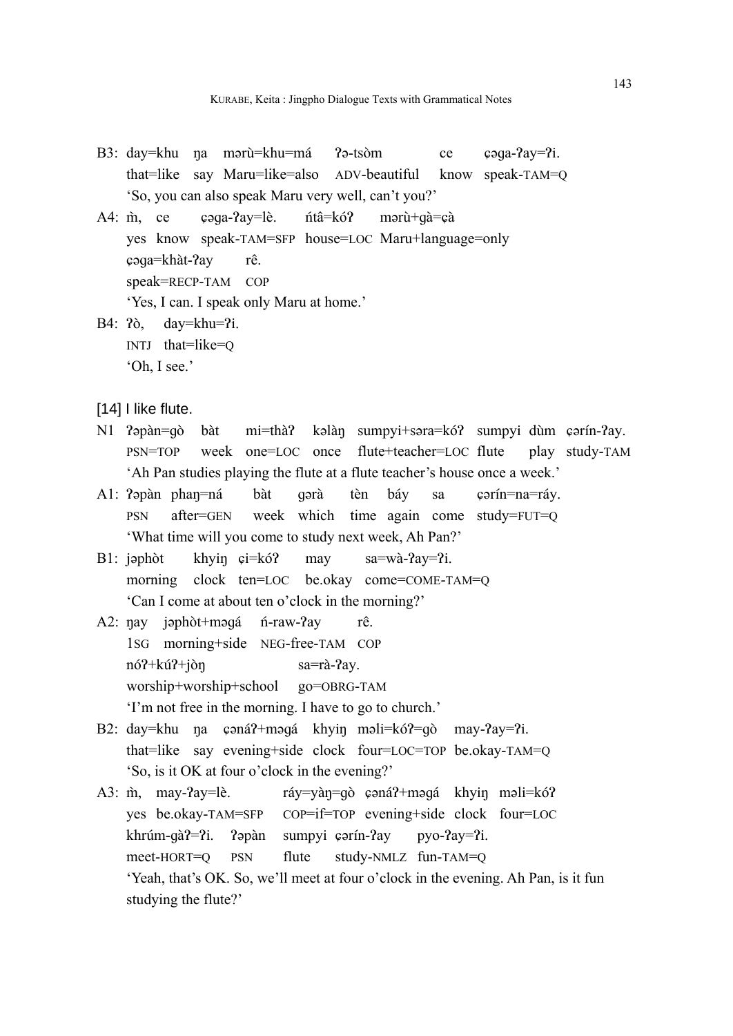B3: day=khu ŋa mərù=khu=má ʔə-tsòm ce ɕəga-ʔay=ʔi.
that=like say Maru=like=also ADV-beautiful know speak-TAM=Q
'So, you can also speak Maru very well, can't you?'

A4: m̀, ce ɕəga-ʔay=lè. ńtâ=kóʔ mərù+gà=ɕà
yes know speak-TAM=SFP house=LOC Maru+language=only
ɕəga=khàt-ʔay rê.
speak=RECP-TAM COP
'Yes, I can. I speak only Maru at home.'

B4: ʔò, day=khu=ʔi.
INTJ that=like=Q
'Oh, I see.'

[14] I like flute.

N1 ʔəpàn=gò bàt mi=thàʔ kəlàŋ sumpyi+səra=kóʔ sumpyi dùm ɕərín-ʔay.
PSN=TOP week one=LOC once flute+teacher=LOC flute play study-TAM
'Ah Pan studies playing the flute at a flute teacher's house once a week.'

A1: ʔəpàn phaŋ=ná bàt gərà tèn báy sa ɕərín=na=ráy.
PSN after=GEN week which time again come study=FUT=Q
'What time will you come to study next week, Ah Pan?'

B1: jəphòt khyiŋ ɕi=kóʔ may sa=wà-ʔay=ʔi.
morning clock ten=LOC be.okay come=COME-TAM=Q
'Can I come at about ten o'clock in the morning?'

A2: ŋay jəphòt+məgá ń-raw-ʔay rê.
1SG morning+side NEG-free-TAM COP
nóʔ+kúʔ+jòŋ sa=rà-ʔay.
worship+worship+school go=OBRG-TAM
'I'm not free in the morning. I have to go to church.'

B2: day=khu ŋa ɕənáʔ+məgá khyiŋ məli=kóʔ=gò may-ʔay=ʔi.
that=like say evening+side clock four=LOC=TOP be.okay-TAM=Q
'So, is it OK at four o'clock in the evening?'

A3: m̀, may-ʔay=lè. ráy=yàŋ=gò ɕənáʔ+məgá khyiŋ məli=kóʔ
yes be.okay-TAM=SFP COP=if=TOP evening+side clock four=LOC
khrúm-gàʔ=ʔi. ʔəpàn sumpyi ɕərín-ʔay pyo-ʔay=ʔi.
meet-HORT=Q PSN flute study-NMLZ fun-TAM=Q
'Yeah, that's OK. So, we'll meet at four o'clock in the evening. Ah Pan, is it fun studying the flute?'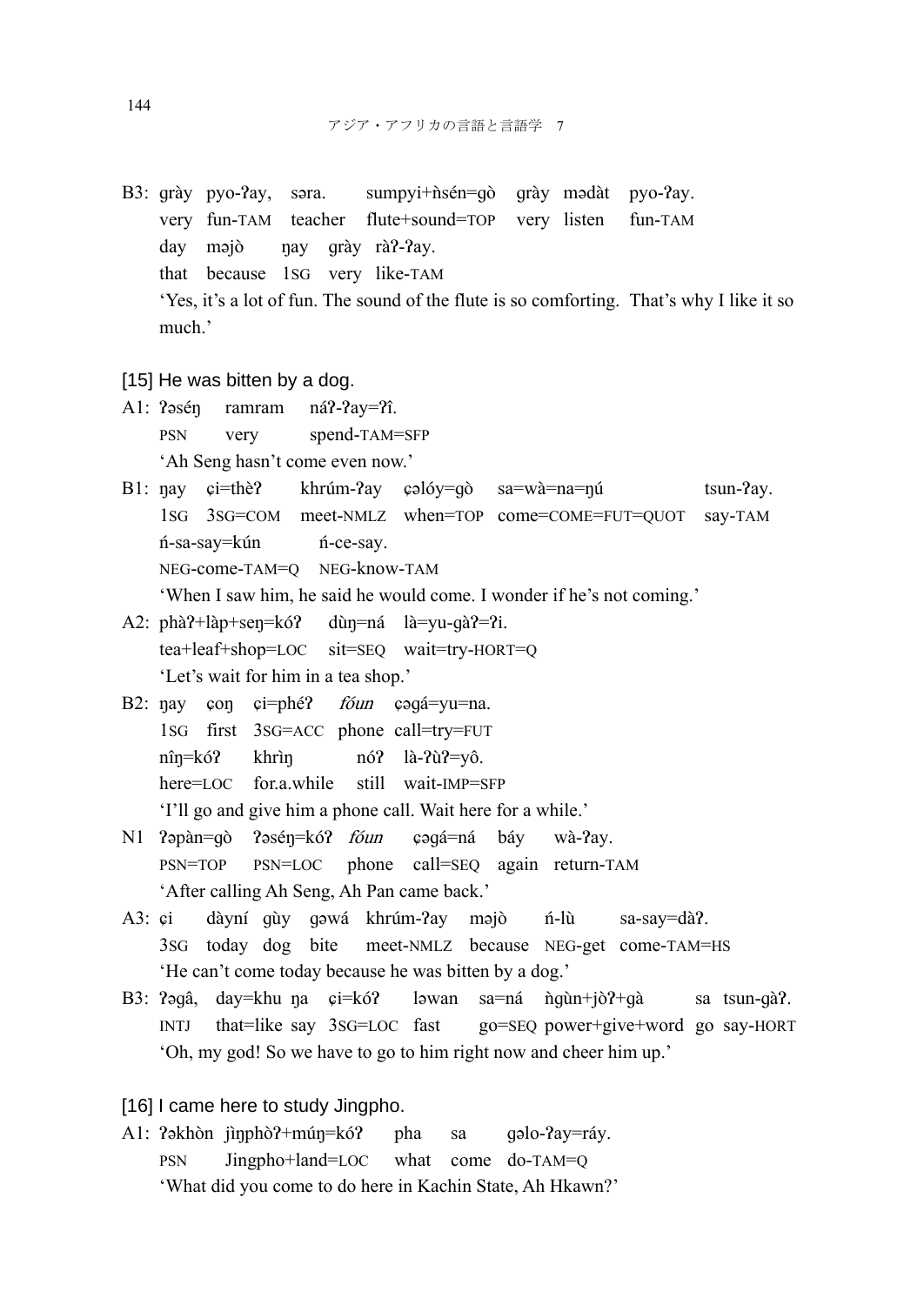B3: grày pyo-ʔay, sərа. sumpyi+ǹsén=gò grày mədàt pyo-ʔay.
very fun-TAM teacher flute+sound=TOP very listen fun-TAM
day məjò ŋay grày ràʔ-ʔay.
that because 1SG very like-TAM
'Yes, it's a lot of fun. The sound of the flute is so comforting. That's why I like it so much.'

[15] He was bitten by a dog.

A1: ʔəséŋ ramram náʔ-ʔay=ʔî.
PSN very spend-TAM=SFP
'Ah Seng hasn't come even now.'

B1: ŋay ɕi=thèʔ khrúm-ʔay ɕəlóy=gò sa=wà=na=ŋú tsun-ʔay.
1SG 3SG=COM meet-NMLZ when=TOP come=COME=FUT=QUOT say-TAM
ń-sa-say=kún ń-ce-say.
NEG-come-TAM=Q NEG-know-TAM
'When I saw him, he said he would come. I wonder if he's not coming.'

A2: phàʔ+làp+seŋ=kóʔ dùŋ=ná là=yu-gàʔ=ʔi.
tea+leaf+shop=LOC sit=SEQ wait=try-HORT=Q
'Let's wait for him in a tea shop.'

B2: ŋay ɕoŋ ɕi=phéʔ *fǒun* ɕəgá=yu=na.
1SG first 3SG=ACC phone call=try=FUT
nîŋ=kóʔ khrìŋ nóʔ là-ʔùʔ=yô.
here=LOC for.a.while still wait-IMP=SFP
'I'll go and give him a phone call. Wait here for a while.'

N1 ʔəpàn=gò ʔəséŋ=kóʔ *fǒun* ɕəgá=ná báy wà-ʔay.
PSN=TOP PSN=LOC phone call=SEQ again return-TAM
'After calling Ah Seng, Ah Pan came back.'

A3: ɕi dàyní gùy gəwá khrúm-ʔay məjò ń-lù sa-say=dàʔ.
3SG today dog bite meet-NMLZ because NEG-get come-TAM=HS
'He can't come today because he was bitten by a dog.'

B3: ʔəgâ, day=khu ŋa ɕi=kóʔ ləwan sa=ná ǹgùn+jòʔ+gà sa tsun-gàʔ.
INTJ that=like say 3SG=LOC fast go=SEQ power+give+word go say-HORT
'Oh, my god! So we have to go to him right now and cheer him up.'

[16] I came here to study Jingpho.

A1: ʔəkhòn jìŋphòʔ+múŋ=kóʔ pha sa gəlo-ʔay=ráy.
PSN Jingpho+land=LOC what come do-TAM=Q
'What did you come to do here in Kachin State, Ah Hkawn?'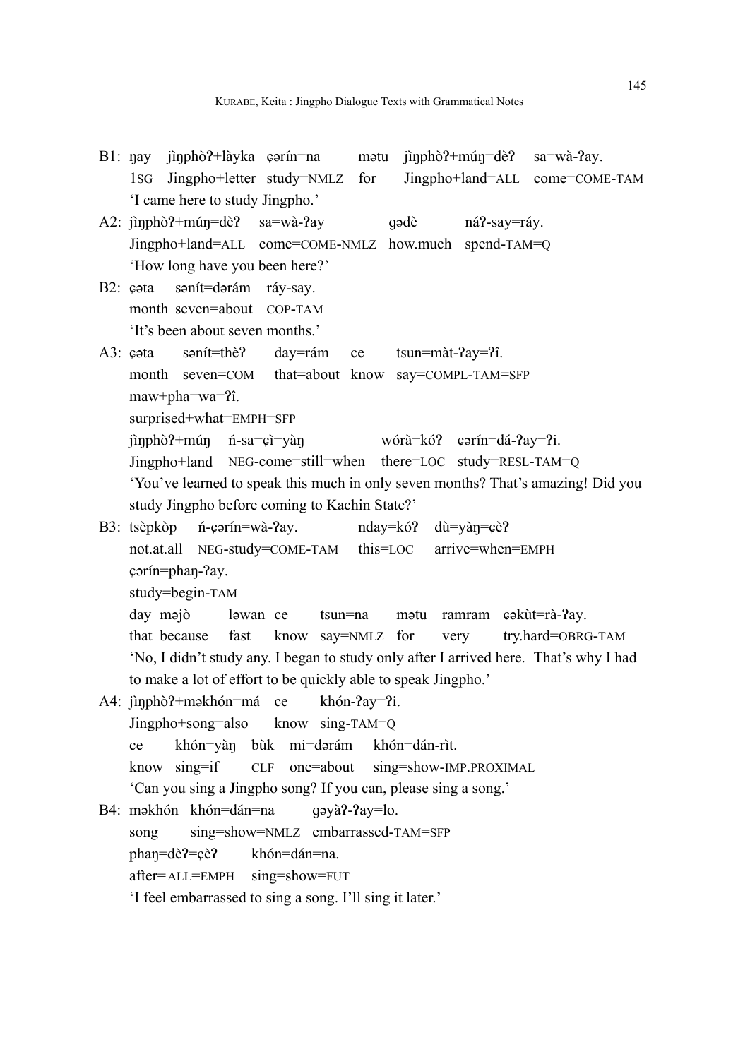B1: ŋay jìŋphòʔ+làyka çərín=na mətu jìŋphòʔ+múŋ=dèʔ sa=wà-ʔay.
1SG Jingpho+letter study=NMLZ for Jingpho+land=ALL come=COME-TAM
'I came here to study Jingpho.'

A2: jìŋphòʔ+múŋ=dèʔ sa=wà-ʔay gədè náʔ-say=ráy.
Jingpho+land=ALL come=COME-NMLZ how.much spend-TAM=Q
'How long have you been here?'

B2: çəta sənít=dərám ráy-say.
month seven=about COP-TAM
'It's been about seven months.'

A3: çəta sənít=thèʔ day=rám ce tsun=màt-ʔay=ʔì.
month seven=COM that=about know say=COMPL-TAM=SFP
maw+pha=wa=ʔì.
surprised+what=EMPH=SFP
jìŋphòʔ+múŋ ń-sa=çì=yàŋ wórà=kóʔ çərín=dá-ʔay=ʔi.
Jingpho+land NEG-come=still=when there=LOC study=RESL-TAM=Q
'You've learned to speak this much in only seven months? That's amazing! Did you study Jingpho before coming to Kachin State?'

B3: tsèpkòp ń-çərín=wà-ʔay. nday=kóʔ dù=yàŋ=çèʔ
not.at.all NEG-study=COME-TAM this=LOC arrive=when=EMPH
çərín=phaŋ-ʔay.
study=begin-TAM
day məjò ləwan ce tsun=na mətu ramram çəkùt=rà-ʔay.
that because fast know say=NMLZ for very try.hard=OBRG-TAM
'No, I didn't study any. I began to study only after I arrived here. That's why I had to make a lot of effort to be quickly able to speak Jingpho.'

A4: jìŋphòʔ+məkhón=má ce khón-ʔay=ʔi.
Jingpho+song=also know sing-TAM=Q
ce khón=yàŋ bùk mi=dərám khón=dán-rìt.
know sing=if CLF one=about sing=show-IMP.PROXIMAL
'Can you sing a Jingpho song? If you can, please sing a song.'

B4: məkhón khón=dán=na gəyàʔ-ʔay=lo.
song sing=show=NMLZ embarrassed-TAM=SFP
phaŋ=dèʔ=çèʔ khón=dán=na.
after=ALL=EMPH sing=show=FUT
'I feel embarrassed to sing a song. I'll sing it later.'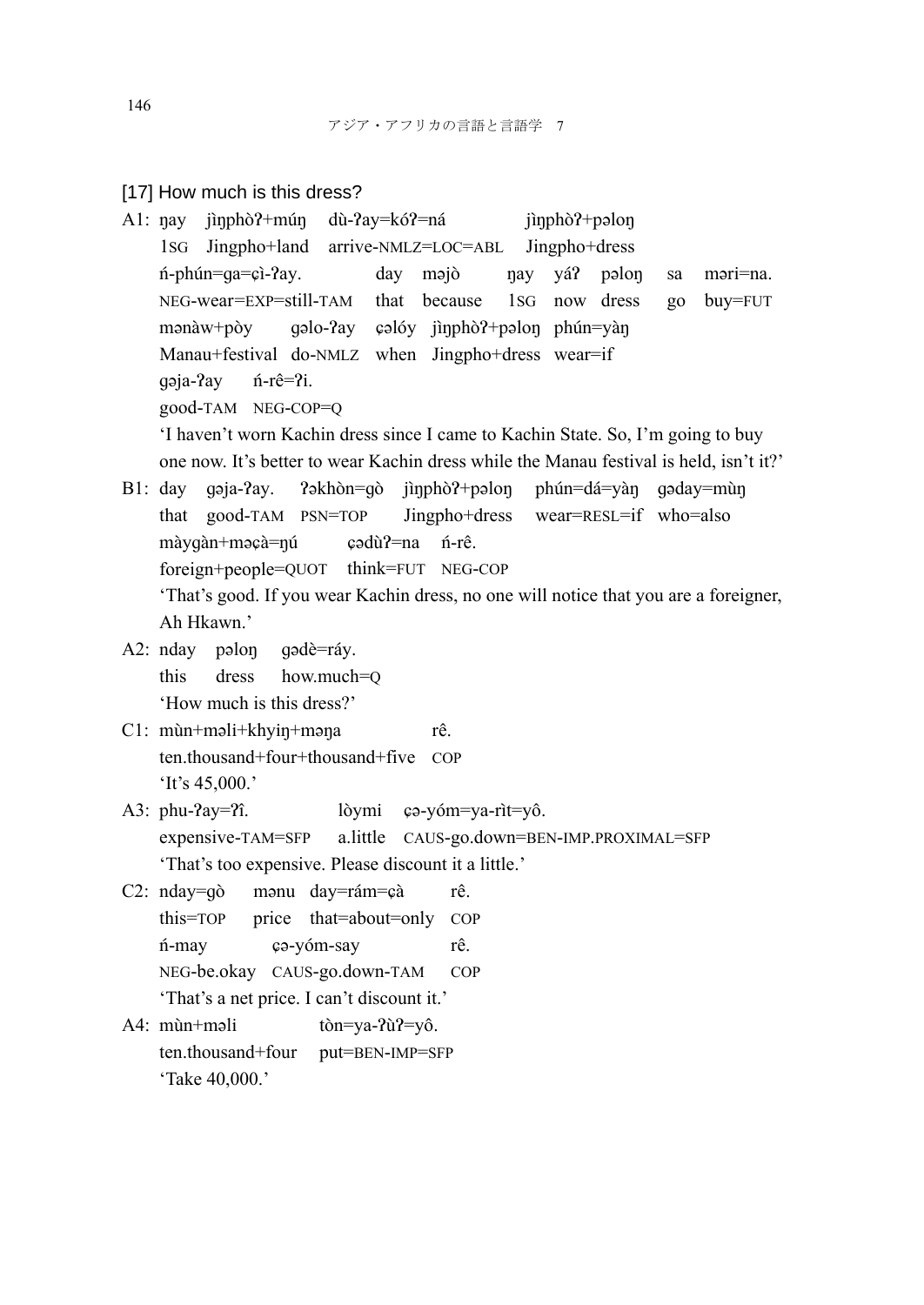[17] How much is this dress?

A1: ŋay jìŋphòʔ+múŋ dù-ʔay=kóʔ=ná jìŋphòʔ+pəloŋ
1SG Jingpho+land arrive-NMLZ=LOC=ABL Jingpho+dress
ń-phún=ga=ɕì-ʔay. day məjò ŋay yáʔ pəloŋ sa məri=na.
NEG-wear=EXP=still-TAM that because 1SG now dress go buy=FUT
mənàw+pòy gəlo-ʔay ɕəlóy jìŋphòʔ+pəloŋ phún=yàŋ
Manau+festival do-NMLZ when Jingpho+dress wear=if
gəja-ʔay ń-rê=ʔi.
good-TAM NEG-COP=Q
'I haven't worn Kachin dress since I came to Kachin State. So, I'm going to buy one now. It's better to wear Kachin dress while the Manau festival is held, isn't it?'

B1: day gəja-ʔay. ʔəkhòn=gò jìŋphòʔ+pəloŋ phún=dá=yàŋ gəday=mùŋ
that good-TAM PSN=TOP Jingpho+dress wear=RESL=if who=also
màygàn+məɕà=ŋú ɕədùʔ=na ń-rê.
foreign+people=QUOT think=FUT NEG-COP
'That's good. If you wear Kachin dress, no one will notice that you are a foreigner, Ah Hkawn.'

A2: nday pəloŋ gədè=ráy.
this dress how.much=Q
'How much is this dress?'

C1: mùn+məli+khyiŋ+məŋa rê.
ten.thousand+four+thousand+five COP
'It's 45,000.'

A3: phu-ʔay=ʔî. lòymi ɕə-yóm=ya-rìt=yô.
expensive-TAM=SFP a.little CAUS-go.down=BEN-IMP.PROXIMAL=SFP
'That's too expensive. Please discount it a little.'

C2: nday=gò mənu day=rám=ɕà rê.
this=TOP price that=about=only COP
ń-may ɕə-yóm-say rê.
NEG-be.okay CAUS-go.down-TAM COP
'That's a net price. I can't discount it.'

A4: mùn+məli tòn=ya-ʔùʔ=yô.
ten.thousand+four put=BEN-IMP=SFP
'Take 40,000.'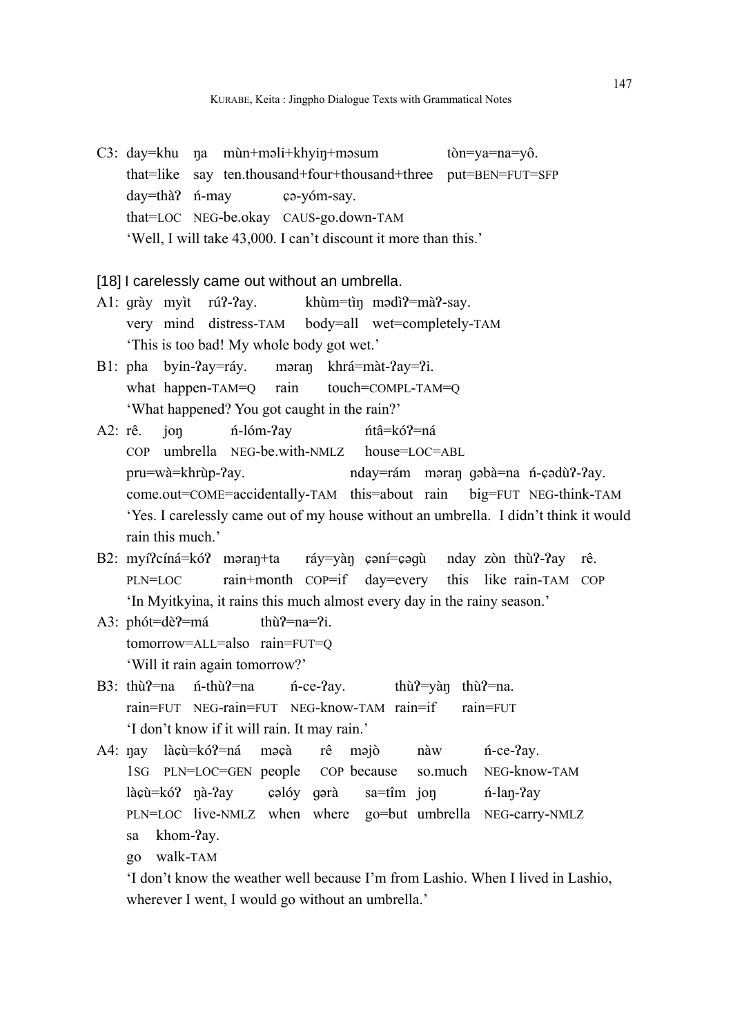C3: day=khu ŋa mùn+məli+khyiŋ+məsum tòn=ya=na=yô.
that=like say ten.thousand+four+thousand+three put=BEN=FUT=SFP
day=thàʔ ń-may ɕə-yóm-say.
that=LOC NEG-be.okay CAUS-go.down-TAM
'Well, I will take 43,000. I can't discount it more than this.'

[18] I carelessly came out without an umbrella.

A1: grày myìt rúʔ-ʔay. khùm=tìŋ mədìʔ=màʔ-say.
very mind distress-TAM body=all wet=completely-TAM
'This is too bad! My whole body got wet.'

B1: pha byin-ʔay=ráy. məraŋ khrá=màt-ʔay=ʔi.
what happen-TAM=Q rain touch=COMPL-TAM=Q
'What happened? You got caught in the rain?'

A2: rê. joŋ ń-lóm-ʔay ńtâ=kóʔ=ná
COP umbrella NEG-be.with-NMLZ house=LOC=ABL
pru=wà=khrùp-ʔay. nday=rám məraŋ gəbà=na ń-ɕədùʔ-ʔay.
come.out=COME=accidentally-TAM this=about rain big=FUT NEG-think-TAM
'Yes. I carelessly came out of my house without an umbrella. I didn't think it would rain this much.'

B2: myíʔcíná=kóʔ məraŋ+ta ráy=yàŋ ɕəní=ɕəgù nday zòn thùʔ-ʔay rê.
PLN=LOC rain+month COP=if day=every this like rain-TAM COP
'In Myitkyina, it rains this much almost every day in the rainy season.'

A3: phót=dèʔ=má thùʔ=na=ʔi.
tomorrow=ALL=also rain=FUT=Q
'Will it rain again tomorrow?'

B3: thùʔ=na ń-thùʔ=na ń-ce-ʔay. thùʔ=yàŋ thùʔ=na.
rain=FUT NEG-rain=FUT NEG-know-TAM rain=if rain=FUT
'I don't know if it will rain. It may rain.'

A4: ŋay làɕù=kóʔ=ná məɕà rê məjò nàw ń-ce-ʔay.
1SG PLN=LOC=GEN people COP because so.much NEG-know-TAM
làɕù=kóʔ ŋà-ʔay ɕəlóy gərà sa=tîm joŋ ń-laŋ-ʔay
PLN=LOC live-NMLZ when where go=but umbrella NEG-carry-NMLZ
sa khom-ʔay.
go walk-TAM
'I don't know the weather well because I'm from Lashio. When I lived in Lashio, wherever I went, I would go without an umbrella.'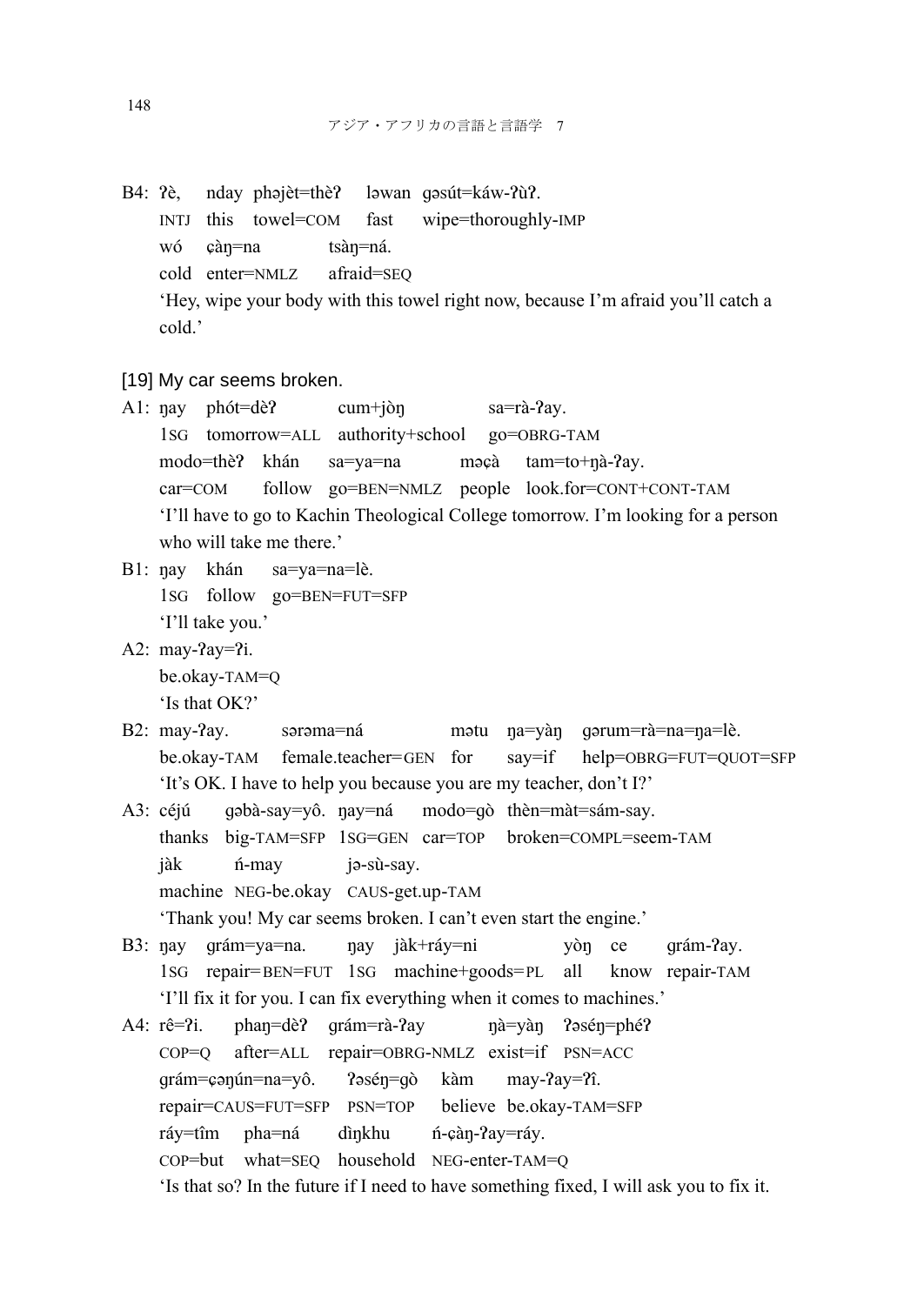B4: ʔè, nday phəjèt=thèʔ ləwan gəsút=káw-ʔùʔ.
INTJ this towel=COM fast wipe=thoroughly-IMP
wó ɕàŋ=na tsàŋ=ná.
cold enter=NMLZ afraid=SEQ
'Hey, wipe your body with this towel right now, because I'm afraid you'll catch a cold.'

[19] My car seems broken.

A1: ŋay phót=dèʔ cum+jòŋ sa=rà-ʔay.
1SG tomorrow=ALL authority+school go=OBRG-TAM
modo=thèʔ khán sa=ya=na məɕà tam=to+ŋà-ʔay.
car=COM follow go=BEN=NMLZ people look.for=CONT+CONT-TAM
'I'll have to go to Kachin Theological College tomorrow. I'm looking for a person who will take me there.'

B1: ŋay khán sa=ya=na=lè.
1SG follow go=BEN=FUT=SFP
'I'll take you.'

A2: may-ʔay=ʔi.
be.okay-TAM=Q
'Is that OK?'

B2: may-ʔay. sərəma=ná mətu ŋa=yàŋ gərum=rà=na=ŋa=lè.
be.okay-TAM female.teacher=GEN for say=if help=OBRG=FUT=QUOT=SFP
'It's OK. I have to help you because you are my teacher, don't I?'

A3: céjú gəbà-say=yô. ŋay=ná modo=gò thèn=màt=sám-say.
thanks big-TAM=SFP 1SG=GEN car=TOP broken=COMPL=seem-TAM
jàk ń-may jə-sù-say.
machine NEG-be.okay CAUS-get.up-TAM
'Thank you! My car seems broken. I can't even start the engine.'

B3: ŋay grám=ya=na. ŋay jàk+ráy=ni yòŋ ce grám-ʔay.
1SG repair=BEN=FUT 1SG machine+goods=PL all know repair-TAM
'I'll fix it for you. I can fix everything when it comes to machines.'

A4: rê=ʔi. phaŋ=dèʔ grám=rà-ʔay ŋà=yàŋ ʔəséŋ=phéʔ
COP=Q after=ALL repair=OBRG-NMLZ exist=if PSN=ACC
grám=ɕəŋún=na=yô. ʔəséŋ=gò kàm may-ʔay=ʔî.
repair=CAUS=FUT=SFP PSN=TOP believe be.okay-TAM=SFP
ráy=tîm pha=ná dìŋkhu ń-ɕàŋ-ʔay=ráy.
COP=but what=SEQ household NEG-enter-TAM=Q
'Is that so? In the future if I need to have something fixed, I will ask you to fix it.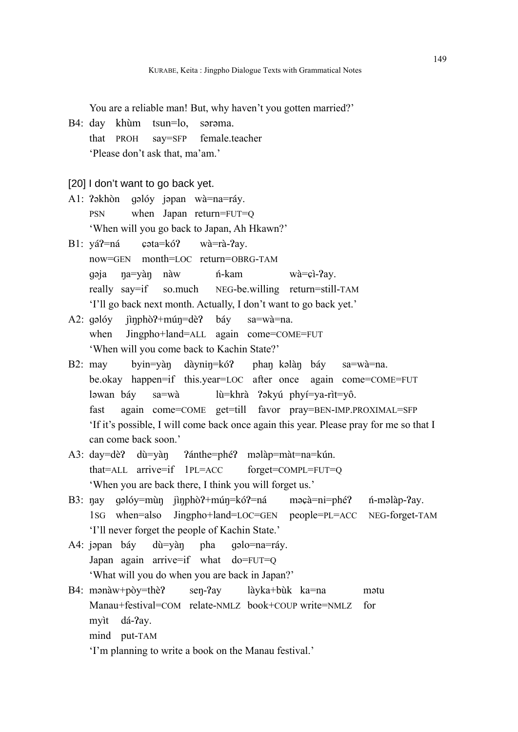You are a reliable man! But, why haven't you gotten married?'

B4: day khùm tsun=lo, sərəma.
that PROH say=SFP female.teacher
'Please don't ask that, ma'am.'

[20] I don't want to go back yet.

A1: ʔəkhòn gəlóy jəpan wà=na=ráy.
PSN when Japan return=FUT=Q
'When will you go back to Japan, Ah Hkawn?'

B1: yáʔ=ná çəta=kóʔ wà=rà-ʔay.
now=GEN month=LOC return=OBRG-TAM
gəja ŋa=yàŋ nàw ń-kam wà=çì-ʔay.
really say=if so.much NEG-be.willing return=still-TAM
'I'll go back next month. Actually, I don't want to go back yet.'

A2: gəlóy jìŋphòʔ+múŋ=dèʔ báy sa=wà=na.
when Jingpho+land=ALL again come=COME=FUT
'When will you come back to Kachin State?'

B2: may byin=yàŋ dàyniŋ=kóʔ phaŋ kəlàŋ báy sa=wà=na.
be.okay happen=if this.year=LOC after once again come=COME=FUT
ləwan báy sa=wà lù=khrà ʔəkyú phyí=ya-rìt=yô.
fast again come=COME get=till favor pray=BEN-IMP.PROXIMAL=SFP
'If it's possible, I will come back once again this year. Please pray for me so that I can come back soon.'

A3: day=dèʔ dù=yàŋ ʔánthe=phéʔ məlàp=màt=na=kún.
that=ALL arrive=if 1PL=ACC forget=COMPL=FUT=Q
'When you are back there, I think you will forget us.'

B3: ŋay gəlóy=mùŋ jìŋphòʔ+múŋ=kóʔ=ná məçà=ni=phéʔ ń-məlàp-ʔay.
1SG when=also Jingpho+land=LOC=GEN people=PL=ACC NEG-forget-TAM
'I'll never forget the people of Kachin State.'

A4: jəpan báy dù=yàŋ pha gəlo=na=ráy.
Japan again arrive=if what do=FUT=Q
'What will you do when you are back in Japan?'

B4: mənàw+pòy=thèʔ seŋ-ʔay làyka+bùk ka=na mətu
Manau+festival=COM relate-NMLZ book+COUP write=NMLZ for
myìt dá-ʔay.
mind put-TAM
'I'm planning to write a book on the Manau festival.'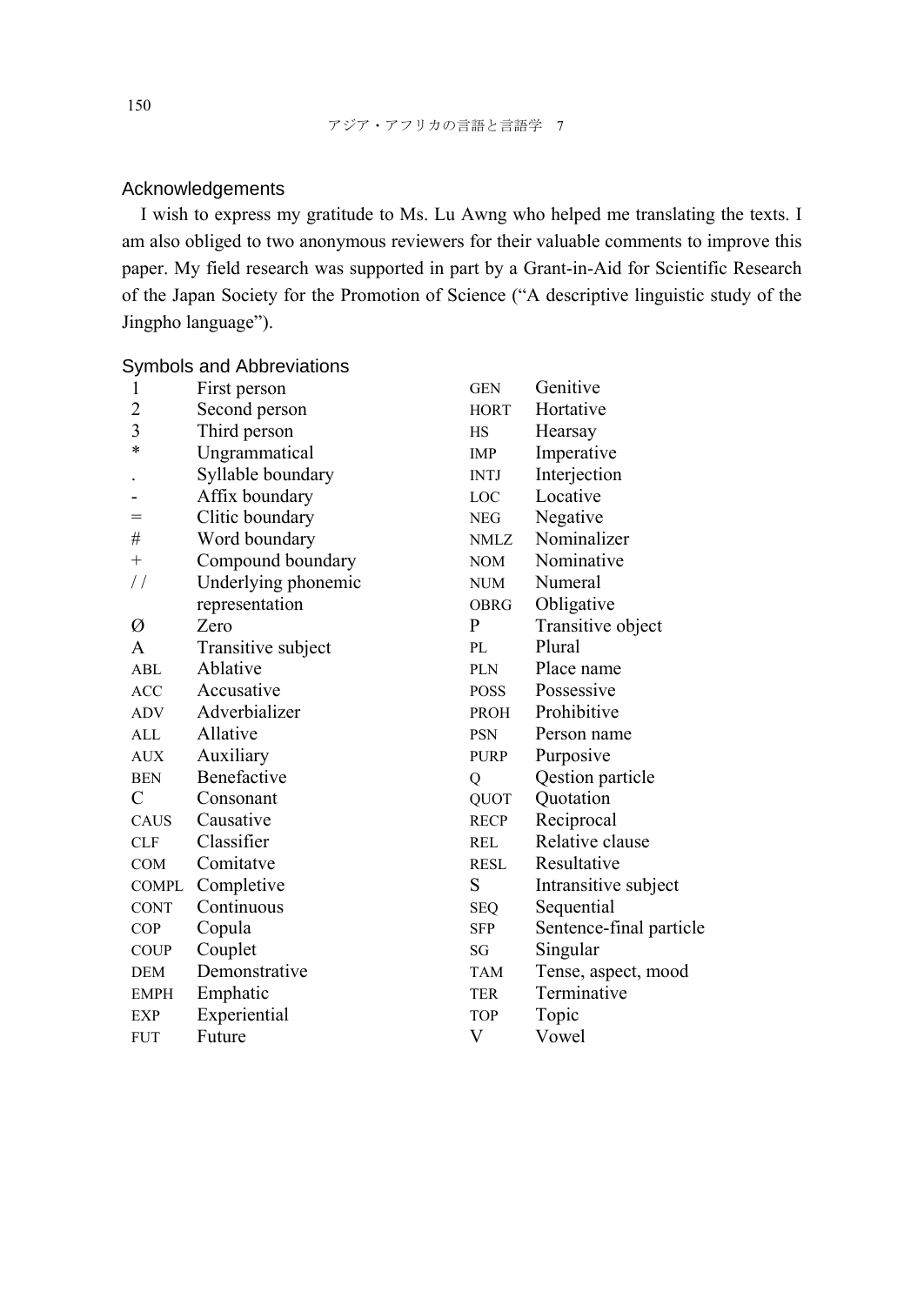## Acknowledgements

I wish to express my gratitude to Ms. Lu Awng who helped me translating the texts. I am also obliged to two anonymous reviewers for their valuable comments to improve this paper. My field research was supported in part by a Grant-in-Aid for Scientific Research of the Japan Society for the Promotion of Science (“A descriptive linguistic study of the Jingpho language”).

## Symbols and Abbreviations

| | |
|---|---|
| 1 | First person |
| 2 | Second person |
| 3 | Third person |
| * | Ungrammatical |
| . | Syllable boundary |
| - | Affix boundary |
| = | Clitic boundary |
| # | Word boundary |
| + | Compound boundary |
| / / | Underlying phonemic representation |
| Ø | Zero |
| A | Transitive subject |
| ABL | Ablative |
| ACC | Accusative |
| ADV | Adverbializer |
| ALL | Allative |
| AUX | Auxiliary |
| BEN | Benefactive |
| C | Consonant |
| CAUS | Causative |
| CLF | Classifier |
| COM | Comitatve |
| COMPL | Completive |
| CONT | Continuous |
| COP | Copula |
| COUP | Couplet |
| DEM | Demonstrative |
| EMPH | Emphatic |
| EXP | Experiential |
| FUT | Future |
| GEN | Genitive |
| HORT | Hortative |
| HS | Hearsay |
| IMP | Imperative |
| INTJ | Interjection |
| LOC | Locative |
| NEG | Negative |
| NMLZ | Nominalizer |
| NOM | Nominative |
| NUM | Numeral |
| OBRG | Obligative |
| P | Transitive object |
| PL | Plural |
| PLN | Place name |
| POSS | Possessive |
| PROH | Prohibitive |
| PSN | Person name |
| PURP | Purposive |
| Q | Qestion particle |
| QUOT | Quotation |
| RECP | Reciprocal |
| REL | Relative clause |
| RESL | Resultative |
| S | Intransitive subject |
| SEQ | Sequential |
| SFP | Sentence-final particle |
| SG | Singular |
| TAM | Tense, aspect, mood |
| TER | Terminative |
| TOP | Topic |
| V | Vowel |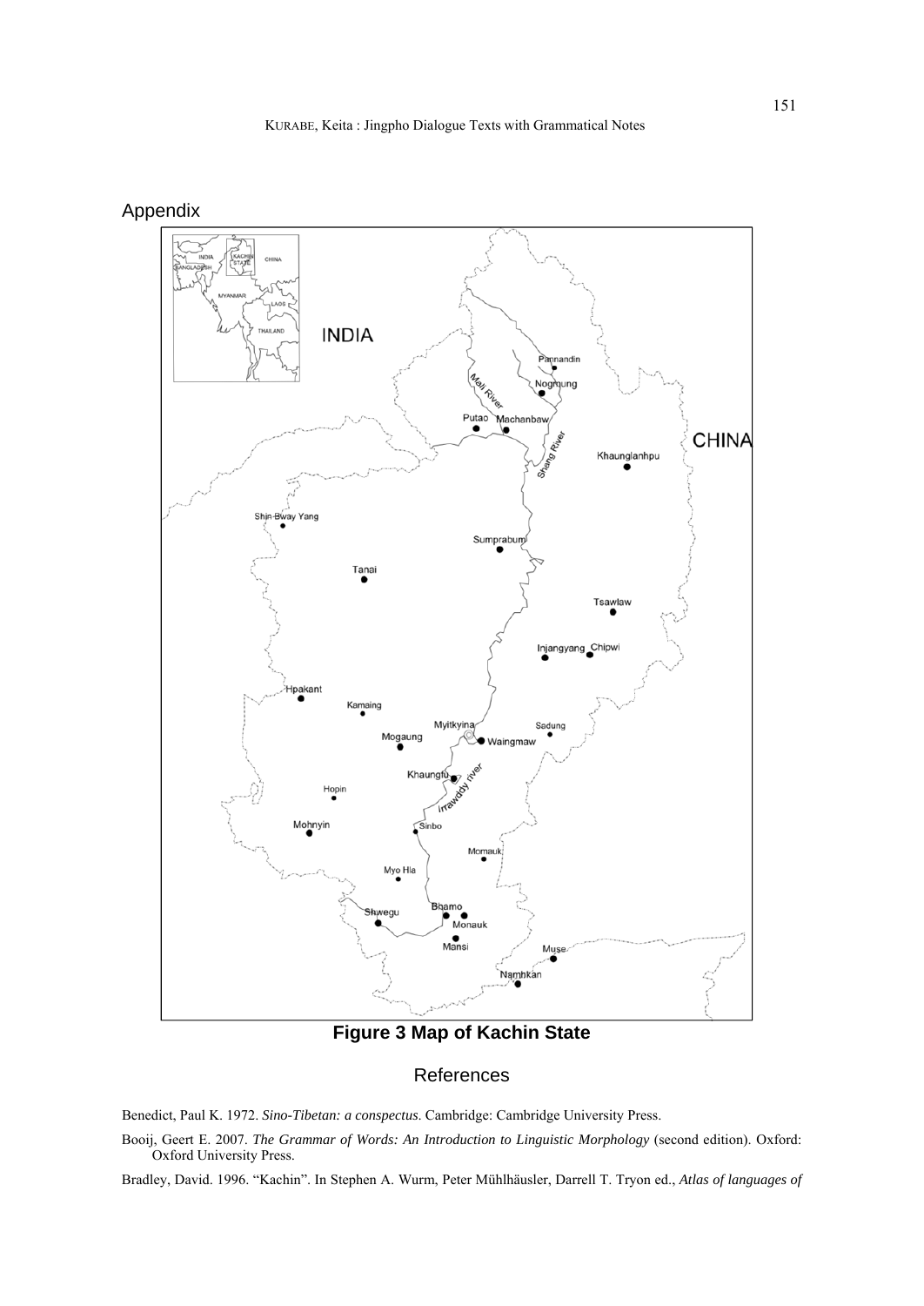## Appendix

**Figure 3 Map of Kachin State**

## References

Benedict, Paul K. 1972. *Sino-Tibetan: a conspectus*. Cambridge: Cambridge University Press.

Booij, Geert E. 2007. *The Grammar of Words: An Introduction to Linguistic Morphology* (second edition). Oxford: Oxford University Press.

Bradley, David. 1996. "Kachin". In Stephen A. Wurm, Peter Mühlhäusler, Darrell T. Tryon ed., *Atlas of languages of*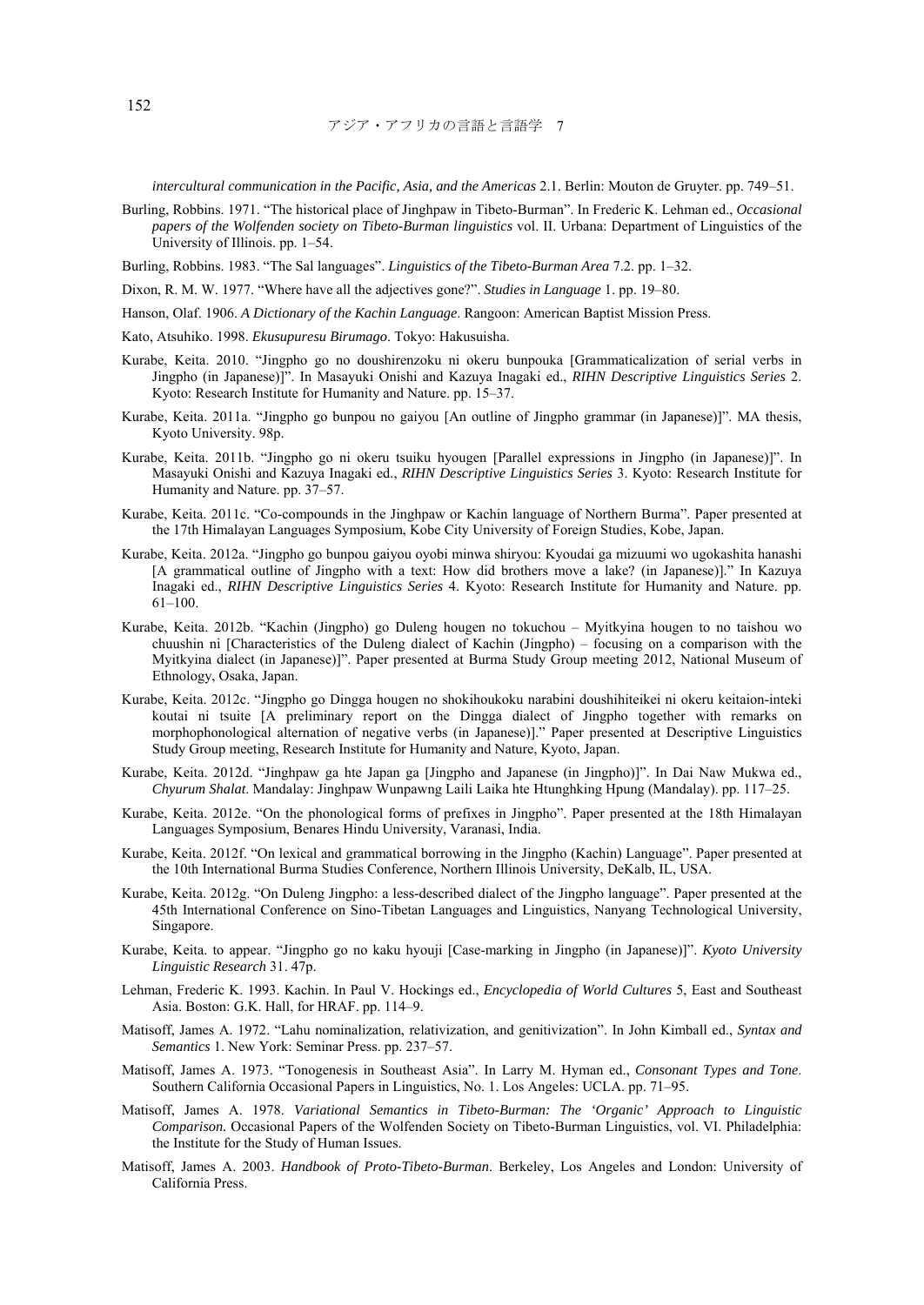*intercultural communication in the Pacific, Asia, and the Americas* 2.1. Berlin: Mouton de Gruyter. pp. 749–51.

Burling, Robbins. 1971. "The historical place of Jinghpaw in Tibeto-Burman". In Frederic K. Lehman ed., *Occasional papers of the Wolfenden society on Tibeto-Burman linguistics* vol. II. Urbana: Department of Linguistics of the University of Illinois. pp. 1–54.

Burling, Robbins. 1983. "The Sal languages". *Linguistics of the Tibeto-Burman Area* 7.2. pp. 1–32.

Dixon, R. M. W. 1977. "Where have all the adjectives gone?". *Studies in Language* 1. pp. 19–80.

Hanson, Olaf. 1906. *A Dictionary of the Kachin Language*. Rangoon: American Baptist Mission Press.

Kato, Atsuhiko. 1998. *Ekusupuresu Birumago*. Tokyo: Hakusuisha.

Kurabe, Keita. 2010. "Jingpho go no doushirenzoku ni okeru bunpouka [Grammaticalization of serial verbs in Jingpho (in Japanese)]". In Masayuki Onishi and Kazuya Inagaki ed., *RIHN Descriptive Linguistics Series* 2. Kyoto: Research Institute for Humanity and Nature. pp. 15–37.

Kurabe, Keita. 2011a. "Jingpho go bunpou no gaiyou [An outline of Jingpho grammar (in Japanese)]". MA thesis, Kyoto University. 98p.

Kurabe, Keita. 2011b. "Jingpho go ni okeru tsuiku hyougen [Parallel expressions in Jingpho (in Japanese)]". In Masayuki Onishi and Kazuya Inagaki ed., *RIHN Descriptive Linguistics Series* 3. Kyoto: Research Institute for Humanity and Nature. pp. 37–57.

Kurabe, Keita. 2011c. "Co-compounds in the Jinghpaw or Kachin language of Northern Burma". Paper presented at the 17th Himalayan Languages Symposium, Kobe City University of Foreign Studies, Kobe, Japan.

Kurabe, Keita. 2012a. "Jingpho go bunpou gaiyou oyobi minwa shiryou: Kyoudai ga mizuumi wo ugokashita hanashi [A grammatical outline of Jingpho with a text: How did brothers move a lake? (in Japanese)]." In Kazuya Inagaki ed., *RIHN Descriptive Linguistics Series* 4. Kyoto: Research Institute for Humanity and Nature. pp. 61–100.

Kurabe, Keita. 2012b. "Kachin (Jingpho) go Duleng hougen no tokuchou – Myitkyina hougen to no taishou wo chuushin ni [Characteristics of the Duleng dialect of Kachin (Jingpho) – focusing on a comparison with the Myitkyina dialect (in Japanese)]". Paper presented at Burma Study Group meeting 2012, National Museum of Ethnology, Osaka, Japan.

Kurabe, Keita. 2012c. "Jingpho go Dingga hougen no shokihoukoku narabini doushihiteikei ni okeru keitaion-inteki koutai ni tsuite [A preliminary report on the Dingga dialect of Jingpho together with remarks on morphophonological alternation of negative verbs (in Japanese)]." Paper presented at Descriptive Linguistics Study Group meeting, Research Institute for Humanity and Nature, Kyoto, Japan.

Kurabe, Keita. 2012d. "Jinghpaw ga hte Japan ga [Jingpho and Japanese (in Jingpho)]". In Dai Naw Mukwa ed., *Chyurum Shalat*. Mandalay: Jinghpaw Wunpawng Laili Laika hte Htunghking Hpung (Mandalay). pp. 117–25.

Kurabe, Keita. 2012e. "On the phonological forms of prefixes in Jingpho". Paper presented at the 18th Himalayan Languages Symposium, Benares Hindu University, Varanasi, India.

Kurabe, Keita. 2012f. "On lexical and grammatical borrowing in the Jingpho (Kachin) Language". Paper presented at the 10th International Burma Studies Conference, Northern Illinois University, DeKalb, IL, USA.

Kurabe, Keita. 2012g. "On Duleng Jingpho: a less-described dialect of the Jingpho language". Paper presented at the 45th International Conference on Sino-Tibetan Languages and Linguistics, Nanyang Technological University, Singapore.

Kurabe, Keita. to appear. "Jingpho go no kaku hyouji [Case-marking in Jingpho (in Japanese)]". *Kyoto University Linguistic Research* 31. 47p.

Lehman, Frederic K. 1993. Kachin. In Paul V. Hockings ed., *Encyclopedia of World Cultures* 5, East and Southeast Asia. Boston: G.K. Hall, for HRAF. pp. 114–9.

Matisoff, James A. 1972. "Lahu nominalization, relativization, and genitivization". In John Kimball ed., *Syntax and Semantics* 1. New York: Seminar Press. pp. 237–57.

Matisoff, James A. 1973. "Tonogenesis in Southeast Asia". In Larry M. Hyman ed., *Consonant Types and Tone*. Southern California Occasional Papers in Linguistics, No. 1. Los Angeles: UCLA. pp. 71–95.

Matisoff, James A. 1978. *Variational Semantics in Tibeto-Burman: The 'Organic' Approach to Linguistic Comparison.* Occasional Papers of the Wolfenden Society on Tibeto-Burman Linguistics, vol. VI. Philadelphia: the Institute for the Study of Human Issues.

Matisoff, James A. 2003. *Handbook of Proto-Tibeto-Burman*. Berkeley, Los Angeles and London: University of California Press.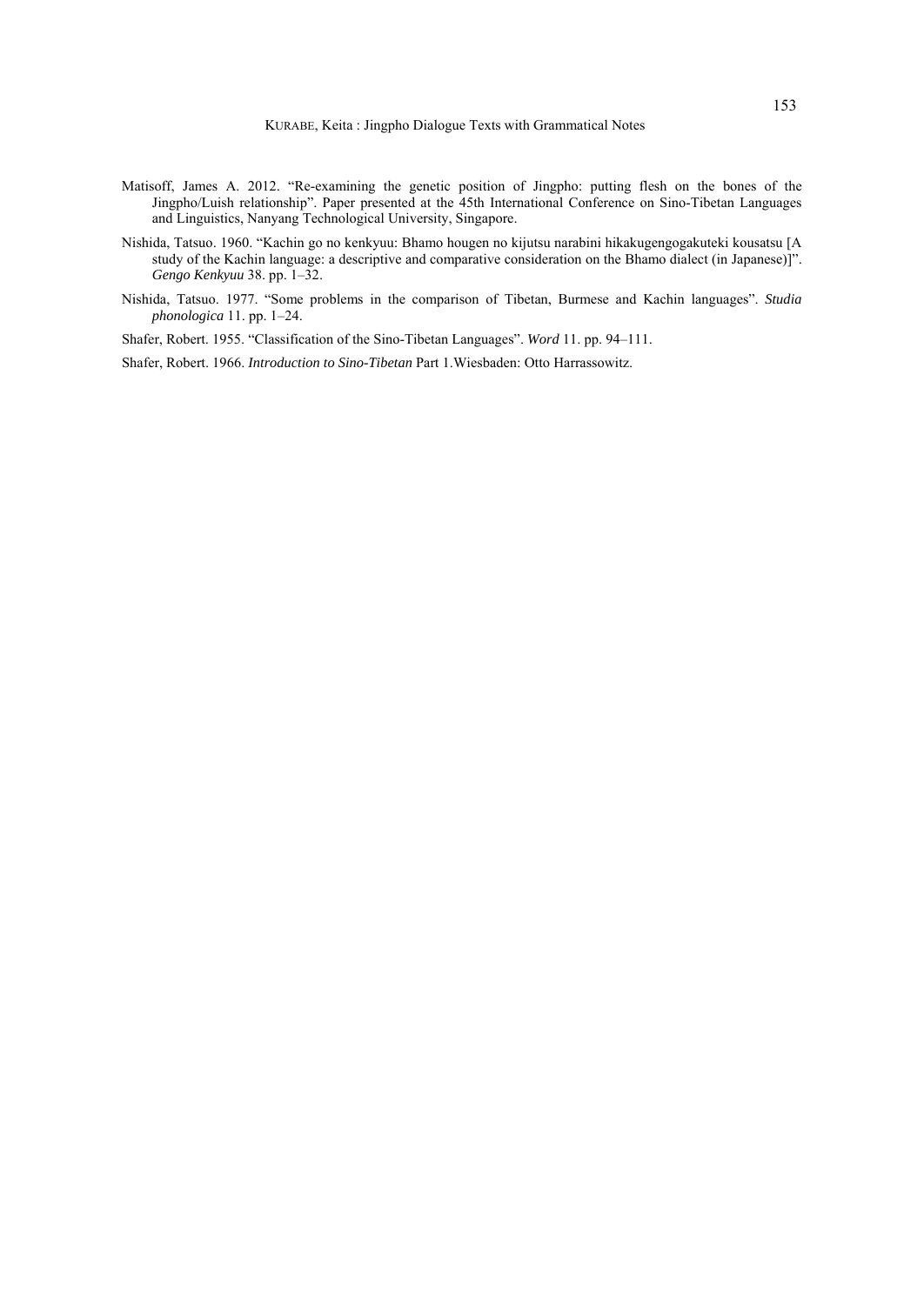Matisoff, James A. 2012. "Re-examining the genetic position of Jingpho: putting flesh on the bones of the Jingpho/Luish relationship". Paper presented at the 45th International Conference on Sino-Tibetan Languages and Linguistics, Nanyang Technological University, Singapore.

Nishida, Tatsuo. 1960. "Kachin go no kenkyuu: Bhamo hougen no kijutsu narabini hikakugengogakuteki kousatsu [A study of the Kachin language: a descriptive and comparative consideration on the Bhamo dialect (in Japanese)]". *Gengo Kenkyuu* 38. pp. 1–32.

Nishida, Tatsuo. 1977. "Some problems in the comparison of Tibetan, Burmese and Kachin languages". *Studia phonologica* 11. pp. 1–24.

Shafer, Robert. 1955. "Classification of the Sino-Tibetan Languages". *Word* 11. pp. 94–111.

Shafer, Robert. 1966. *Introduction to Sino-Tibetan* Part 1.Wiesbaden: Otto Harrassowitz.